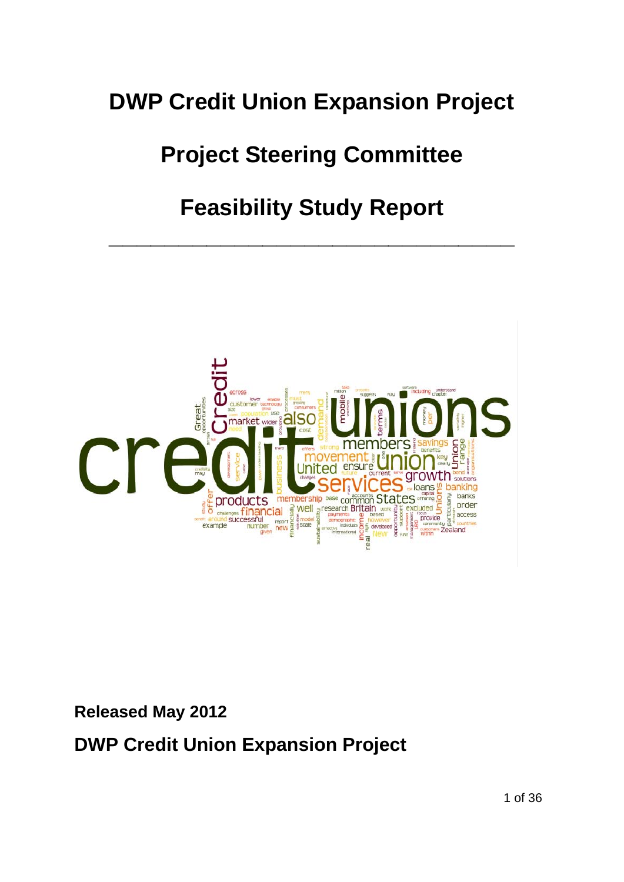# DWP Credit Union Expansion Project

# Project Steering Committee

# Feasibility Study Report

---

**Released May 2012**

**DWP Credit Union Expansion Project**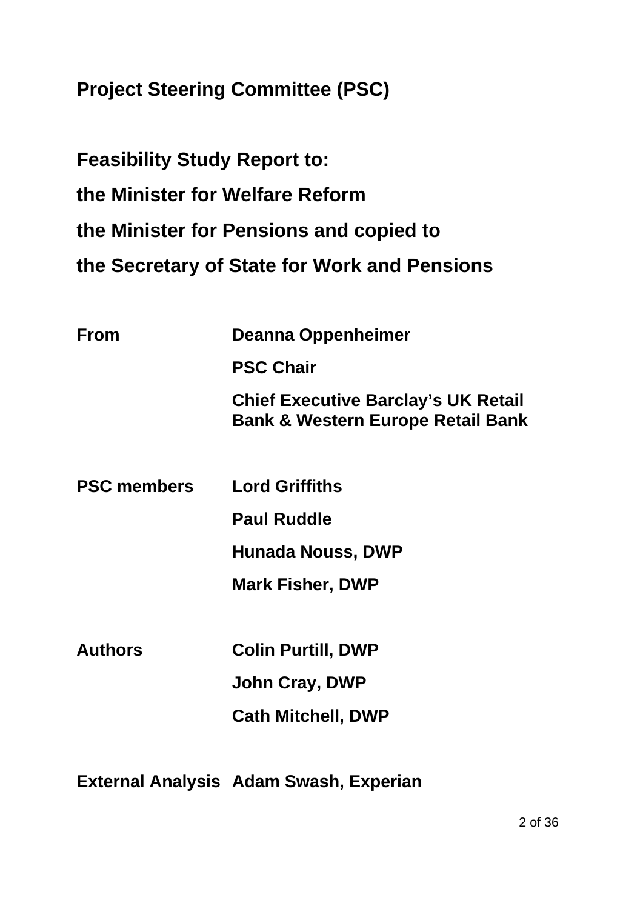**Project Steering Committee (PSC)**

**Feasibility Study Report to:**

**the Minister for Welfare Reform**

**the Minister for Pensions and copied to**

**the Secretary of State for Work and Pensions**

| | |
|---|---|
| **From** | **Deanna Oppenheimer** |
| | **PSC Chair** |
| | **Chief Executive Barclay's UK Retail Bank & Western Europe Retail Bank** |
| **PSC members** | **Lord Griffiths** |
| | **Paul Ruddle** |
| | **Hunada Nouss, DWP** |
| | **Mark Fisher, DWP** |
| **Authors** | **Colin Purtill, DWP** |
| | **John Cray, DWP** |
| | **Cath Mitchell, DWP** |
| **External Analysis** | **Adam Swash, Experian** |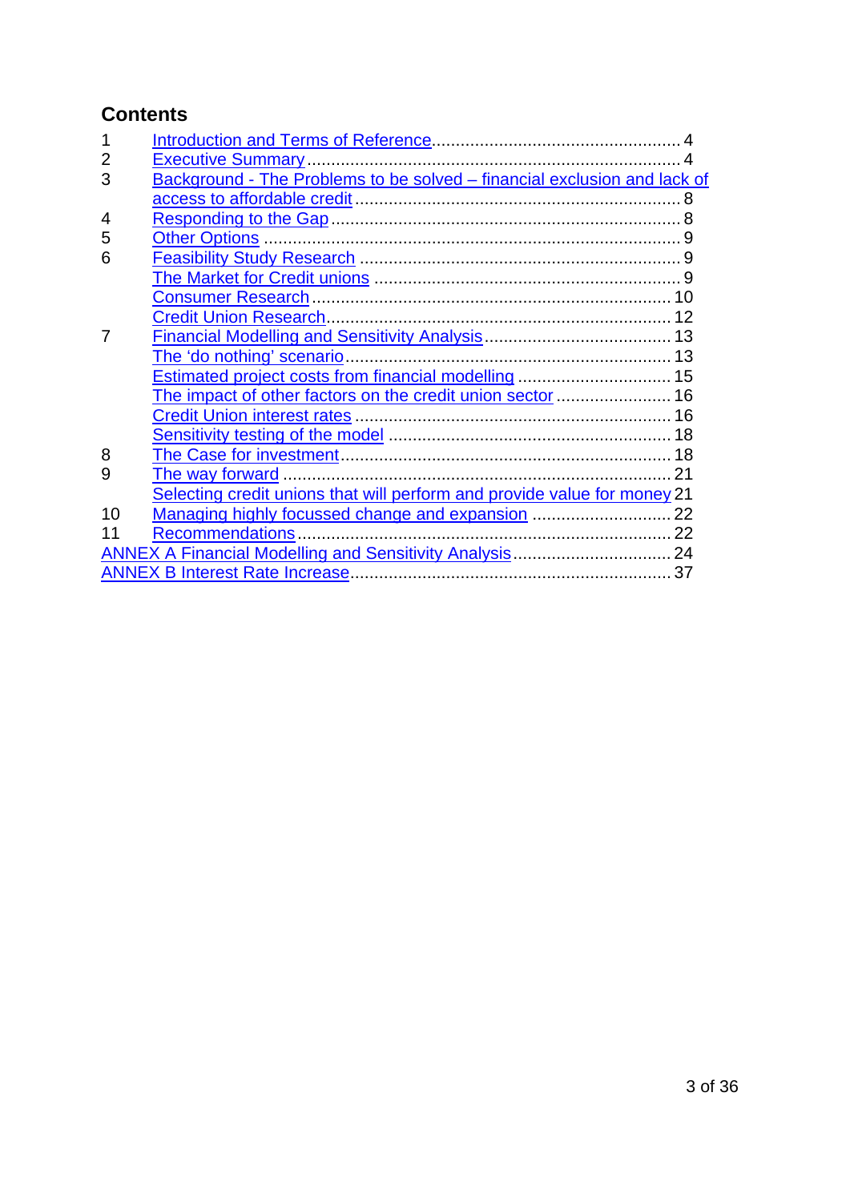## Contents

| | | |
|---|---|---|
| 1 | Introduction and Terms of Reference | 4 |
| 2 | Executive Summary | 4 |
| 3 | Background - The Problems to be solved – financial exclusion and lack of access to affordable credit | 8 |
| 4 | Responding to the Gap | 8 |
| 5 | Other Options | 9 |
| 6 | Feasibility Study Research | 9 |
| | The Market for Credit unions | 9 |
| | Consumer Research | 10 |
| | Credit Union Research | 12 |
| 7 | Financial Modelling and Sensitivity Analysis | 13 |
| | The 'do nothing' scenario | 13 |
| | Estimated project costs from financial modelling | 15 |
| | The impact of other factors on the credit union sector | 16 |
| | Credit Union interest rates | 16 |
| | Sensitivity testing of the model | 18 |
| 8 | The Case for investment | 18 |
| 9 | The way forward | 21 |
| | Selecting credit unions that will perform and provide value for money | 21 |
| 10 | Managing highly focussed change and expansion | 22 |
| 11 | Recommendations | 22 |
| | ANNEX A Financial Modelling and Sensitivity Analysis | 24 |
| | ANNEX B Interest Rate Increase | 37 |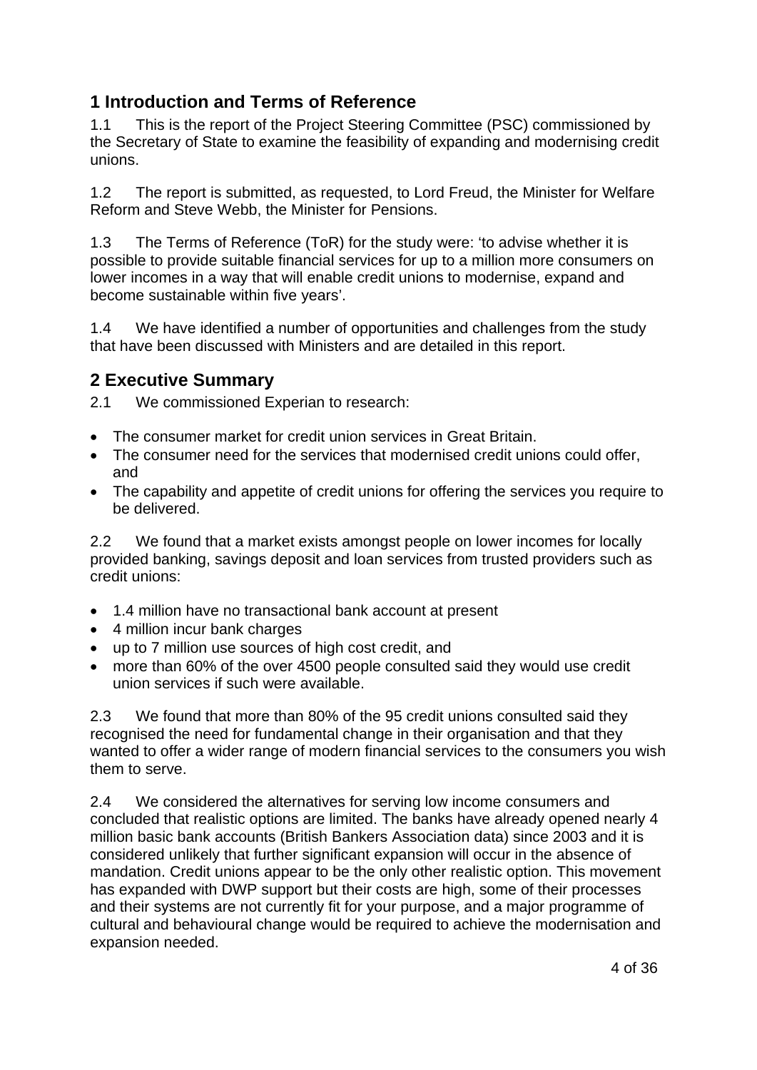## 1 Introduction and Terms of Reference

1.1 This is the report of the Project Steering Committee (PSC) commissioned by the Secretary of State to examine the feasibility of expanding and modernising credit unions.

1.2 The report is submitted, as requested, to Lord Freud, the Minister for Welfare Reform and Steve Webb, the Minister for Pensions.

1.3 The Terms of Reference (ToR) for the study were: 'to advise whether it is possible to provide suitable financial services for up to a million more consumers on lower incomes in a way that will enable credit unions to modernise, expand and become sustainable within five years'.

1.4 We have identified a number of opportunities and challenges from the study that have been discussed with Ministers and are detailed in this report.

## 2 Executive Summary

2.1 We commissioned Experian to research:

- The consumer market for credit union services in Great Britain.
- The consumer need for the services that modernised credit unions could offer, and
- The capability and appetite of credit unions for offering the services you require to be delivered.

2.2 We found that a market exists amongst people on lower incomes for locally provided banking, savings deposit and loan services from trusted providers such as credit unions:

- 1.4 million have no transactional bank account at present
- 4 million incur bank charges
- up to 7 million use sources of high cost credit, and
- more than 60% of the over 4500 people consulted said they would use credit union services if such were available.

2.3 We found that more than 80% of the 95 credit unions consulted said they recognised the need for fundamental change in their organisation and that they wanted to offer a wider range of modern financial services to the consumers you wish them to serve.

2.4 We considered the alternatives for serving low income consumers and concluded that realistic options are limited. The banks have already opened nearly 4 million basic bank accounts (British Bankers Association data) since 2003 and it is considered unlikely that further significant expansion will occur in the absence of mandation. Credit unions appear to be the only other realistic option. This movement has expanded with DWP support but their costs are high, some of their processes and their systems are not currently fit for your purpose, and a major programme of cultural and behavioural change would be required to achieve the modernisation and expansion needed.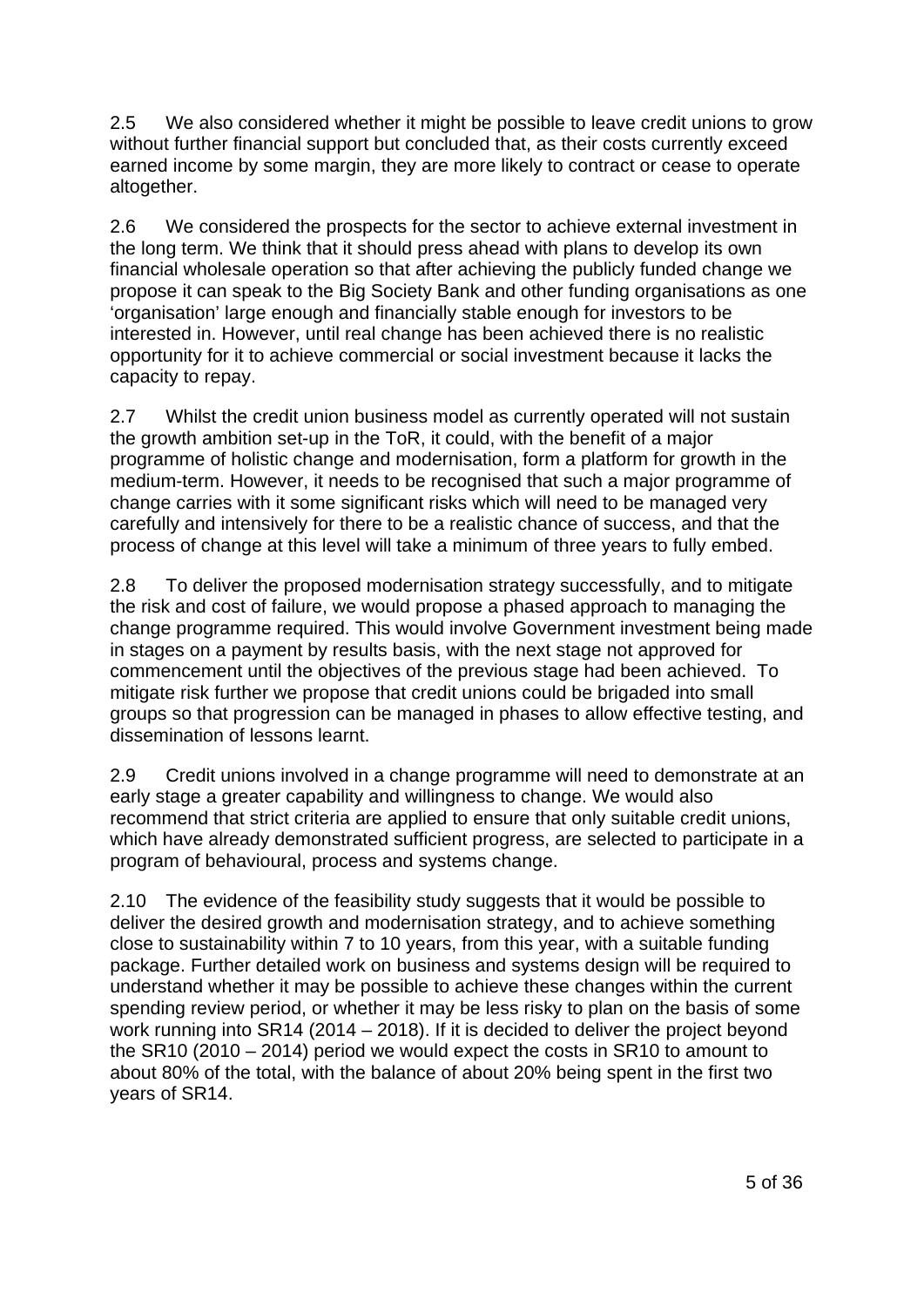2.5 We also considered whether it might be possible to leave credit unions to grow without further financial support but concluded that, as their costs currently exceed earned income by some margin, they are more likely to contract or cease to operate altogether.

2.6 We considered the prospects for the sector to achieve external investment in the long term. We think that it should press ahead with plans to develop its own financial wholesale operation so that after achieving the publicly funded change we propose it can speak to the Big Society Bank and other funding organisations as one 'organisation' large enough and financially stable enough for investors to be interested in. However, until real change has been achieved there is no realistic opportunity for it to achieve commercial or social investment because it lacks the capacity to repay.

2.7 Whilst the credit union business model as currently operated will not sustain the growth ambition set-up in the ToR, it could, with the benefit of a major programme of holistic change and modernisation, form a platform for growth in the medium-term. However, it needs to be recognised that such a major programme of change carries with it some significant risks which will need to be managed very carefully and intensively for there to be a realistic chance of success, and that the process of change at this level will take a minimum of three years to fully embed.

2.8 To deliver the proposed modernisation strategy successfully, and to mitigate the risk and cost of failure, we would propose a phased approach to managing the change programme required. This would involve Government investment being made in stages on a payment by results basis, with the next stage not approved for commencement until the objectives of the previous stage had been achieved. To mitigate risk further we propose that credit unions could be brigaded into small groups so that progression can be managed in phases to allow effective testing, and dissemination of lessons learnt.

2.9 Credit unions involved in a change programme will need to demonstrate at an early stage a greater capability and willingness to change. We would also recommend that strict criteria are applied to ensure that only suitable credit unions, which have already demonstrated sufficient progress, are selected to participate in a program of behavioural, process and systems change.

2.10 The evidence of the feasibility study suggests that it would be possible to deliver the desired growth and modernisation strategy, and to achieve something close to sustainability within 7 to 10 years, from this year, with a suitable funding package. Further detailed work on business and systems design will be required to understand whether it may be possible to achieve these changes within the current spending review period, or whether it may be less risky to plan on the basis of some work running into SR14 (2014 – 2018). If it is decided to deliver the project beyond the SR10 (2010 – 2014) period we would expect the costs in SR10 to amount to about 80% of the total, with the balance of about 20% being spent in the first two years of SR14.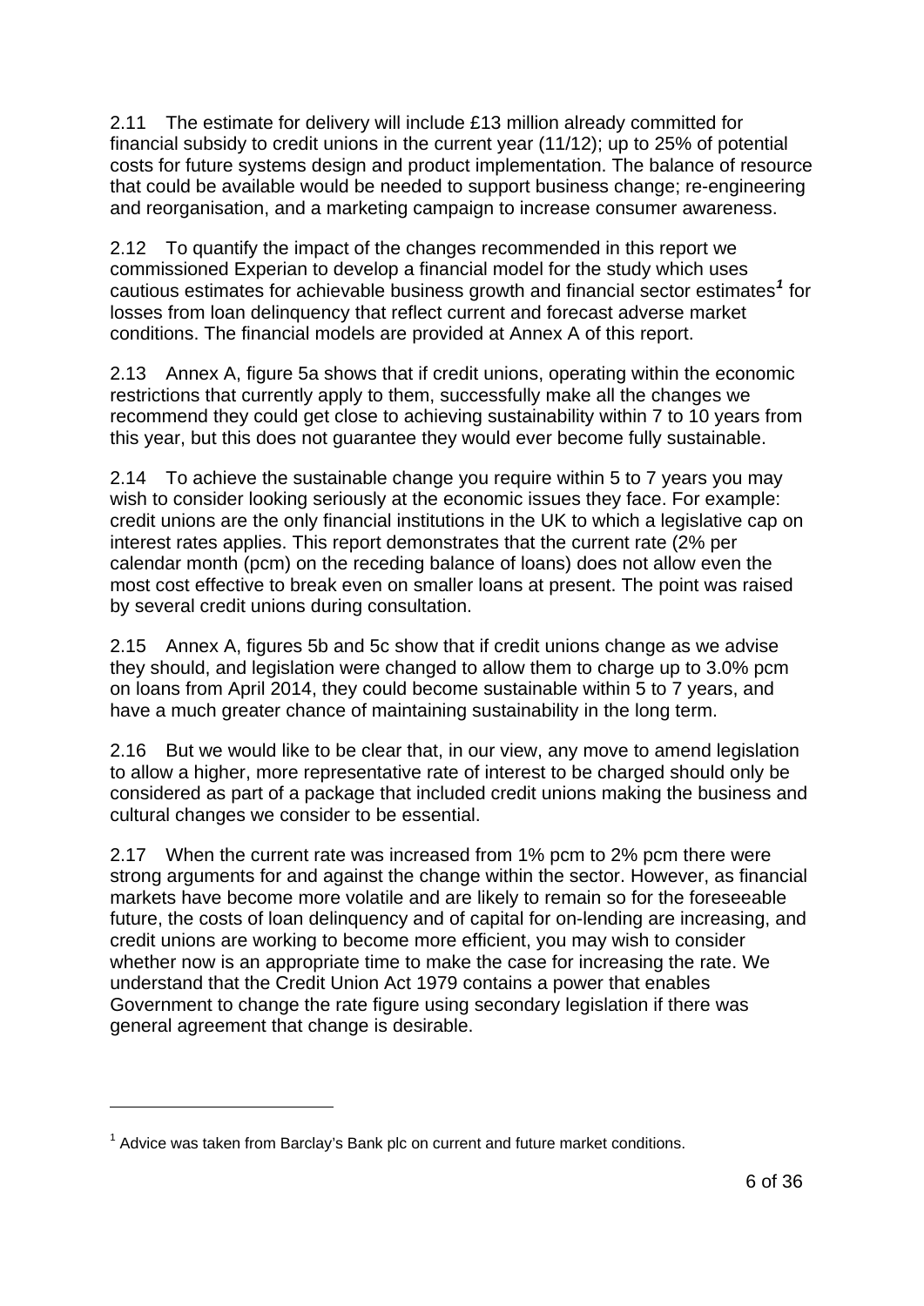2.11 The estimate for delivery will include £13 million already committed for financial subsidy to credit unions in the current year (11/12); up to 25% of potential costs for future systems design and product implementation. The balance of resource that could be available would be needed to support business change; re-engineering and reorganisation, and a marketing campaign to increase consumer awareness.

2.12 To quantify the impact of the changes recommended in this report we commissioned Experian to develop a financial model for the study which uses cautious estimates for achievable business growth and financial sector estimates[1] for losses from loan delinquency that reflect current and forecast adverse market conditions. The financial models are provided at Annex A of this report.

2.13 Annex A, figure 5a shows that if credit unions, operating within the economic restrictions that currently apply to them, successfully make all the changes we recommend they could get close to achieving sustainability within 7 to 10 years from this year, but this does not guarantee they would ever become fully sustainable.

2.14 To achieve the sustainable change you require within 5 to 7 years you may wish to consider looking seriously at the economic issues they face. For example: credit unions are the only financial institutions in the UK to which a legislative cap on interest rates applies. This report demonstrates that the current rate (2% per calendar month (pcm) on the receding balance of loans) does not allow even the most cost effective to break even on smaller loans at present. The point was raised by several credit unions during consultation.

2.15 Annex A, figures 5b and 5c show that if credit unions change as we advise they should, and legislation were changed to allow them to charge up to 3.0% pcm on loans from April 2014, they could become sustainable within 5 to 7 years, and have a much greater chance of maintaining sustainability in the long term.

2.16 But we would like to be clear that, in our view, any move to amend legislation to allow a higher, more representative rate of interest to be charged should only be considered as part of a package that included credit unions making the business and cultural changes we consider to be essential.

2.17 When the current rate was increased from 1% pcm to 2% pcm there were strong arguments for and against the change within the sector. However, as financial markets have become more volatile and are likely to remain so for the foreseeable future, the costs of loan delinquency and of capital for on-lending are increasing, and credit unions are working to become more efficient, you may wish to consider whether now is an appropriate time to make the case for increasing the rate. We understand that the Credit Union Act 1979 contains a power that enables Government to change the rate figure using secondary legislation if there was general agreement that change is desirable.

---

[1] Advice was taken from Barclay's Bank plc on current and future market conditions.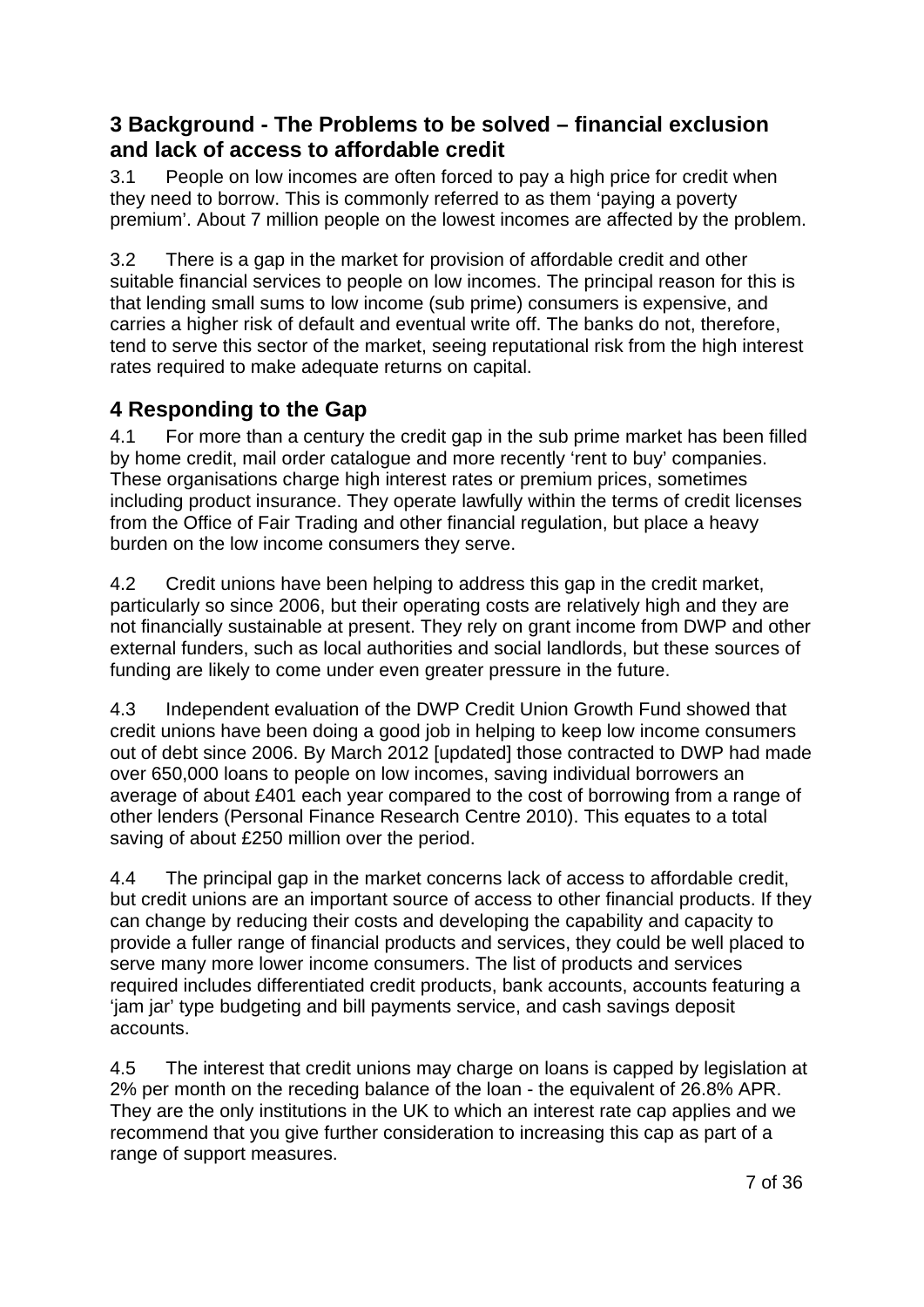## 3 Background - The Problems to be solved – financial exclusion and lack of access to affordable credit

3.1 People on low incomes are often forced to pay a high price for credit when they need to borrow. This is commonly referred to as them 'paying a poverty premium'. About 7 million people on the lowest incomes are affected by the problem.

3.2 There is a gap in the market for provision of affordable credit and other suitable financial services to people on low incomes. The principal reason for this is that lending small sums to low income (sub prime) consumers is expensive, and carries a higher risk of default and eventual write off. The banks do not, therefore, tend to serve this sector of the market, seeing reputational risk from the high interest rates required to make adequate returns on capital.

## 4 Responding to the Gap

4.1 For more than a century the credit gap in the sub prime market has been filled by home credit, mail order catalogue and more recently 'rent to buy' companies. These organisations charge high interest rates or premium prices, sometimes including product insurance. They operate lawfully within the terms of credit licenses from the Office of Fair Trading and other financial regulation, but place a heavy burden on the low income consumers they serve.

4.2 Credit unions have been helping to address this gap in the credit market, particularly so since 2006, but their operating costs are relatively high and they are not financially sustainable at present. They rely on grant income from DWP and other external funders, such as local authorities and social landlords, but these sources of funding are likely to come under even greater pressure in the future.

4.3 Independent evaluation of the DWP Credit Union Growth Fund showed that credit unions have been doing a good job in helping to keep low income consumers out of debt since 2006. By March 2012 [updated] those contracted to DWP had made over 650,000 loans to people on low incomes, saving individual borrowers an average of about £401 each year compared to the cost of borrowing from a range of other lenders (Personal Finance Research Centre 2010). This equates to a total saving of about £250 million over the period.

4.4 The principal gap in the market concerns lack of access to affordable credit, but credit unions are an important source of access to other financial products. If they can change by reducing their costs and developing the capability and capacity to provide a fuller range of financial products and services, they could be well placed to serve many more lower income consumers. The list of products and services required includes differentiated credit products, bank accounts, accounts featuring a 'jam jar' type budgeting and bill payments service, and cash savings deposit accounts.

4.5 The interest that credit unions may charge on loans is capped by legislation at 2% per month on the receding balance of the loan - the equivalent of 26.8% APR. They are the only institutions in the UK to which an interest rate cap applies and we recommend that you give further consideration to increasing this cap as part of a range of support measures.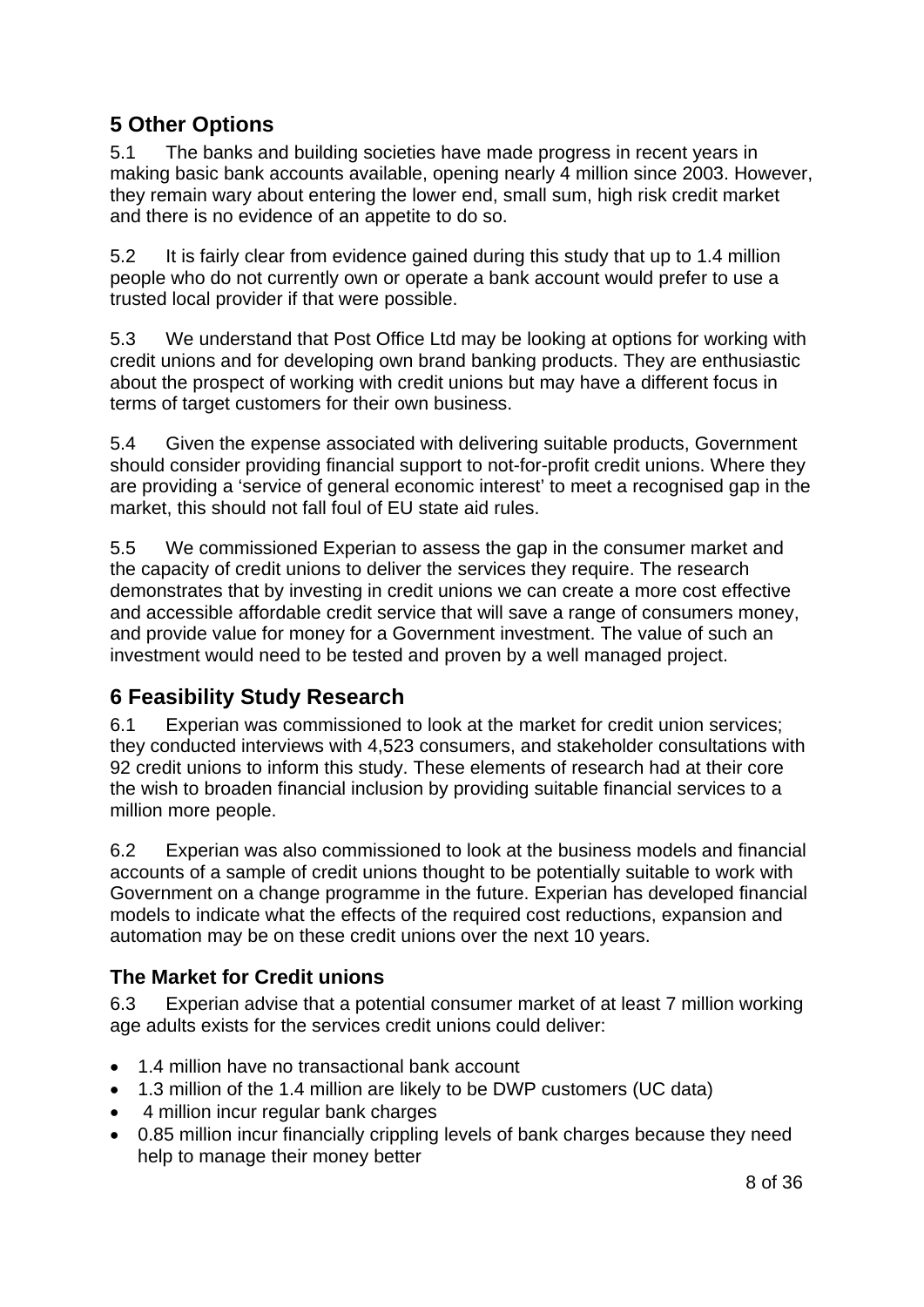## 5 Other Options

5.1 The banks and building societies have made progress in recent years in making basic bank accounts available, opening nearly 4 million since 2003. However, they remain wary about entering the lower end, small sum, high risk credit market and there is no evidence of an appetite to do so.

5.2 It is fairly clear from evidence gained during this study that up to 1.4 million people who do not currently own or operate a bank account would prefer to use a trusted local provider if that were possible.

5.3 We understand that Post Office Ltd may be looking at options for working with credit unions and for developing own brand banking products. They are enthusiastic about the prospect of working with credit unions but may have a different focus in terms of target customers for their own business.

5.4 Given the expense associated with delivering suitable products, Government should consider providing financial support to not-for-profit credit unions. Where they are providing a 'service of general economic interest' to meet a recognised gap in the market, this should not fall foul of EU state aid rules.

5.5 We commissioned Experian to assess the gap in the consumer market and the capacity of credit unions to deliver the services they require. The research demonstrates that by investing in credit unions we can create a more cost effective and accessible affordable credit service that will save a range of consumers money, and provide value for money for a Government investment. The value of such an investment would need to be tested and proven by a well managed project.

## 6 Feasibility Study Research

6.1 Experian was commissioned to look at the market for credit union services; they conducted interviews with 4,523 consumers, and stakeholder consultations with 92 credit unions to inform this study. These elements of research had at their core the wish to broaden financial inclusion by providing suitable financial services to a million more people.

6.2 Experian was also commissioned to look at the business models and financial accounts of a sample of credit unions thought to be potentially suitable to work with Government on a change programme in the future. Experian has developed financial models to indicate what the effects of the required cost reductions, expansion and automation may be on these credit unions over the next 10 years.

### The Market for Credit unions

6.3 Experian advise that a potential consumer market of at least 7 million working age adults exists for the services credit unions could deliver:

- 1.4 million have no transactional bank account
- 1.3 million of the 1.4 million are likely to be DWP customers (UC data)
- 4 million incur regular bank charges
- 0.85 million incur financially crippling levels of bank charges because they need help to manage their money better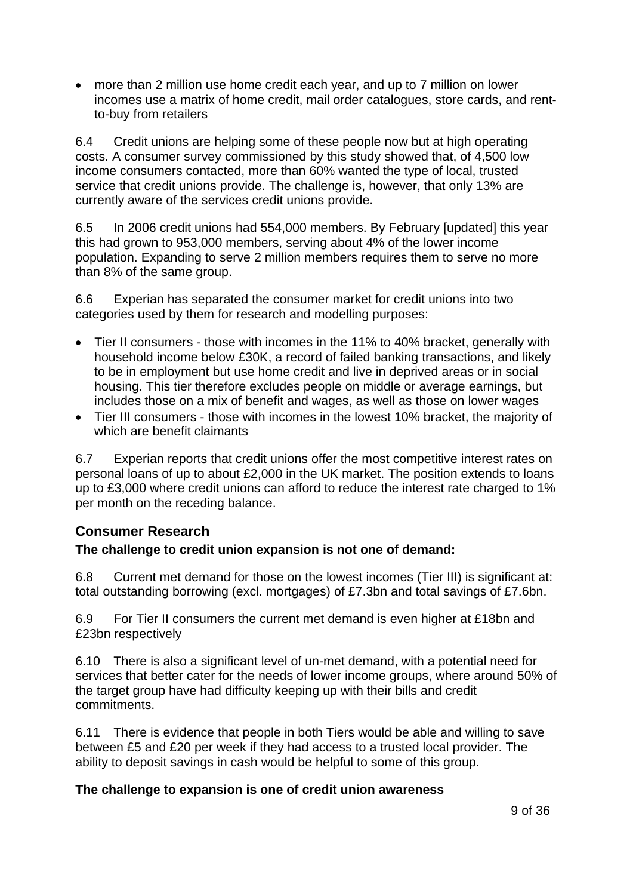- more than 2 million use home credit each year, and up to 7 million on lower incomes use a matrix of home credit, mail order catalogues, store cards, and rent-to-buy from retailers

6.4 Credit unions are helping some of these people now but at high operating costs. A consumer survey commissioned by this study showed that, of 4,500 low income consumers contacted, more than 60% wanted the type of local, trusted service that credit unions provide. The challenge is, however, that only 13% are currently aware of the services credit unions provide.

6.5 In 2006 credit unions had 554,000 members. By February [updated] this year this had grown to 953,000 members, serving about 4% of the lower income population. Expanding to serve 2 million members requires them to serve no more than 8% of the same group.

6.6 Experian has separated the consumer market for credit unions into two categories used by them for research and modelling purposes:

- Tier II consumers - those with incomes in the 11% to 40% bracket, generally with household income below £30K, a record of failed banking transactions, and likely to be in employment but use home credit and live in deprived areas or in social housing. This tier therefore excludes people on middle or average earnings, but includes those on a mix of benefit and wages, as well as those on lower wages
- Tier III consumers - those with incomes in the lowest 10% bracket, the majority of which are benefit claimants

6.7 Experian reports that credit unions offer the most competitive interest rates on personal loans of up to about £2,000 in the UK market. The position extends to loans up to £3,000 where credit unions can afford to reduce the interest rate charged to 1% per month on the receding balance.

## Consumer Research

**The challenge to credit union expansion is not one of demand:**

6.8 Current met demand for those on the lowest incomes (Tier III) is significant at: total outstanding borrowing (excl. mortgages) of £7.3bn and total savings of £7.6bn.

6.9 For Tier II consumers the current met demand is even higher at £18bn and £23bn respectively

6.10 There is also a significant level of un-met demand, with a potential need for services that better cater for the needs of lower income groups, where around 50% of the target group have had difficulty keeping up with their bills and credit commitments.

6.11 There is evidence that people in both Tiers would be able and willing to save between £5 and £20 per week if they had access to a trusted local provider. The ability to deposit savings in cash would be helpful to some of this group.

**The challenge to expansion is one of credit union awareness**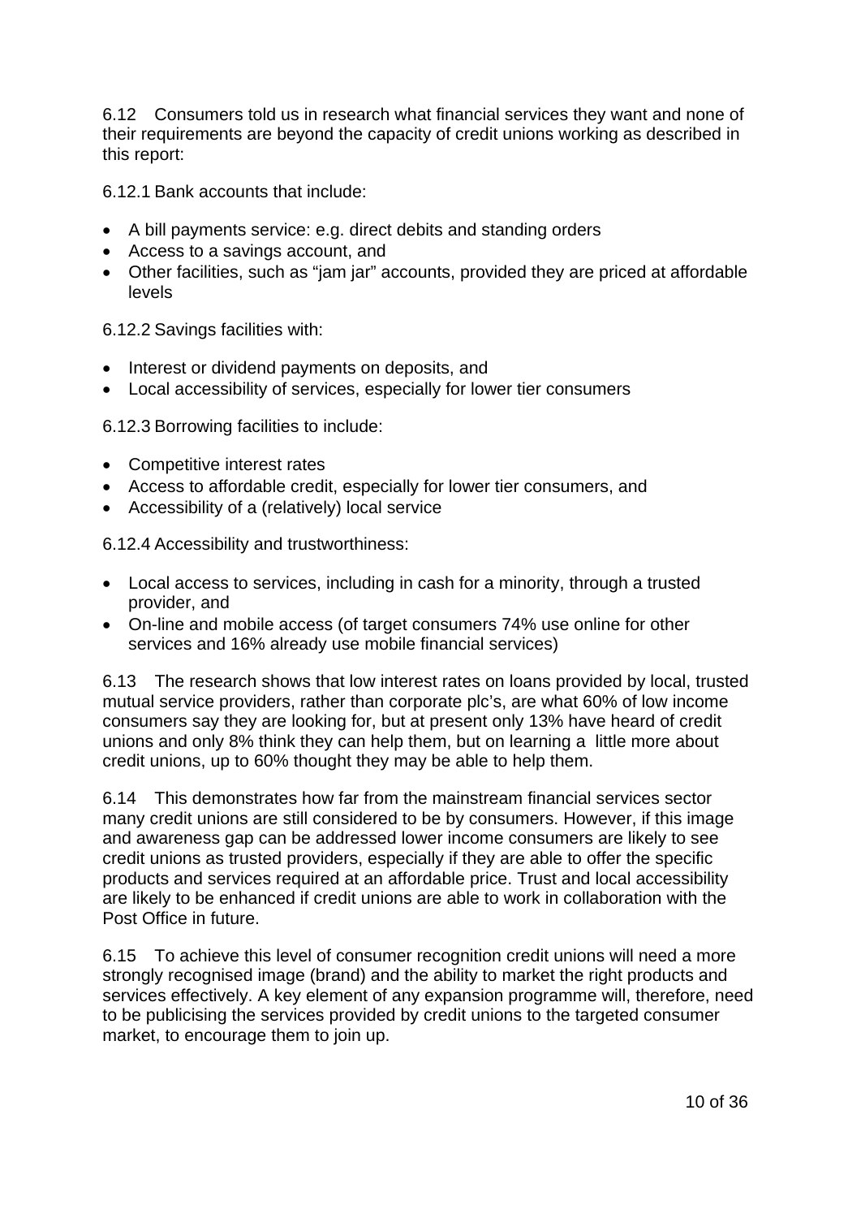6.12 Consumers told us in research what financial services they want and none of their requirements are beyond the capacity of credit unions working as described in this report:

6.12.1 Bank accounts that include:

- A bill payments service: e.g. direct debits and standing orders
- Access to a savings account, and
- Other facilities, such as "jam jar" accounts, provided they are priced at affordable levels

6.12.2 Savings facilities with:

- Interest or dividend payments on deposits, and
- Local accessibility of services, especially for lower tier consumers

6.12.3 Borrowing facilities to include:

- Competitive interest rates
- Access to affordable credit, especially for lower tier consumers, and
- Accessibility of a (relatively) local service

6.12.4 Accessibility and trustworthiness:

- Local access to services, including in cash for a minority, through a trusted provider, and
- On-line and mobile access (of target consumers 74% use online for other services and 16% already use mobile financial services)

6.13 The research shows that low interest rates on loans provided by local, trusted mutual service providers, rather than corporate plc's, are what 60% of low income consumers say they are looking for, but at present only 13% have heard of credit unions and only 8% think they can help them, but on learning a little more about credit unions, up to 60% thought they may be able to help them.

6.14 This demonstrates how far from the mainstream financial services sector many credit unions are still considered to be by consumers. However, if this image and awareness gap can be addressed lower income consumers are likely to see credit unions as trusted providers, especially if they are able to offer the specific products and services required at an affordable price. Trust and local accessibility are likely to be enhanced if credit unions are able to work in collaboration with the Post Office in future.

6.15 To achieve this level of consumer recognition credit unions will need a more strongly recognised image (brand) and the ability to market the right products and services effectively. A key element of any expansion programme will, therefore, need to be publicising the services provided by credit unions to the targeted consumer market, to encourage them to join up.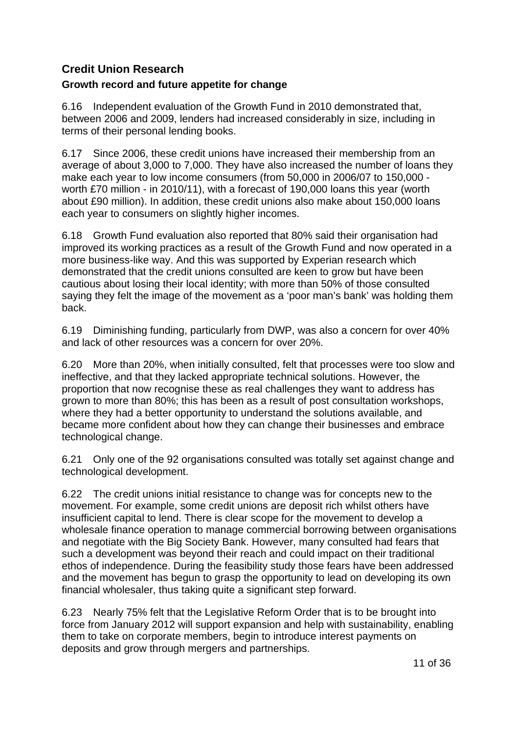## Credit Union Research

### Growth record and future appetite for change

6.16 Independent evaluation of the Growth Fund in 2010 demonstrated that, between 2006 and 2009, lenders had increased considerably in size, including in terms of their personal lending books.

6.17 Since 2006, these credit unions have increased their membership from an average of about 3,000 to 7,000. They have also increased the number of loans they make each year to low income consumers (from 50,000 in 2006/07 to 150,000 - worth £70 million - in 2010/11), with a forecast of 190,000 loans this year (worth about £90 million). In addition, these credit unions also make about 150,000 loans each year to consumers on slightly higher incomes.

6.18 Growth Fund evaluation also reported that 80% said their organisation had improved its working practices as a result of the Growth Fund and now operated in a more business-like way. And this was supported by Experian research which demonstrated that the credit unions consulted are keen to grow but have been cautious about losing their local identity; with more than 50% of those consulted saying they felt the image of the movement as a 'poor man's bank' was holding them back.

6.19 Diminishing funding, particularly from DWP, was also a concern for over 40% and lack of other resources was a concern for over 20%.

6.20 More than 20%, when initially consulted, felt that processes were too slow and ineffective, and that they lacked appropriate technical solutions. However, the proportion that now recognise these as real challenges they want to address has grown to more than 80%; this has been as a result of post consultation workshops, where they had a better opportunity to understand the solutions available, and became more confident about how they can change their businesses and embrace technological change.

6.21 Only one of the 92 organisations consulted was totally set against change and technological development.

6.22 The credit unions initial resistance to change was for concepts new to the movement. For example, some credit unions are deposit rich whilst others have insufficient capital to lend. There is clear scope for the movement to develop a wholesale finance operation to manage commercial borrowing between organisations and negotiate with the Big Society Bank. However, many consulted had fears that such a development was beyond their reach and could impact on their traditional ethos of independence. During the feasibility study those fears have been addressed and the movement has begun to grasp the opportunity to lead on developing its own financial wholesaler, thus taking quite a significant step forward.

6.23 Nearly 75% felt that the Legislative Reform Order that is to be brought into force from January 2012 will support expansion and help with sustainability, enabling them to take on corporate members, begin to introduce interest payments on deposits and grow through mergers and partnerships.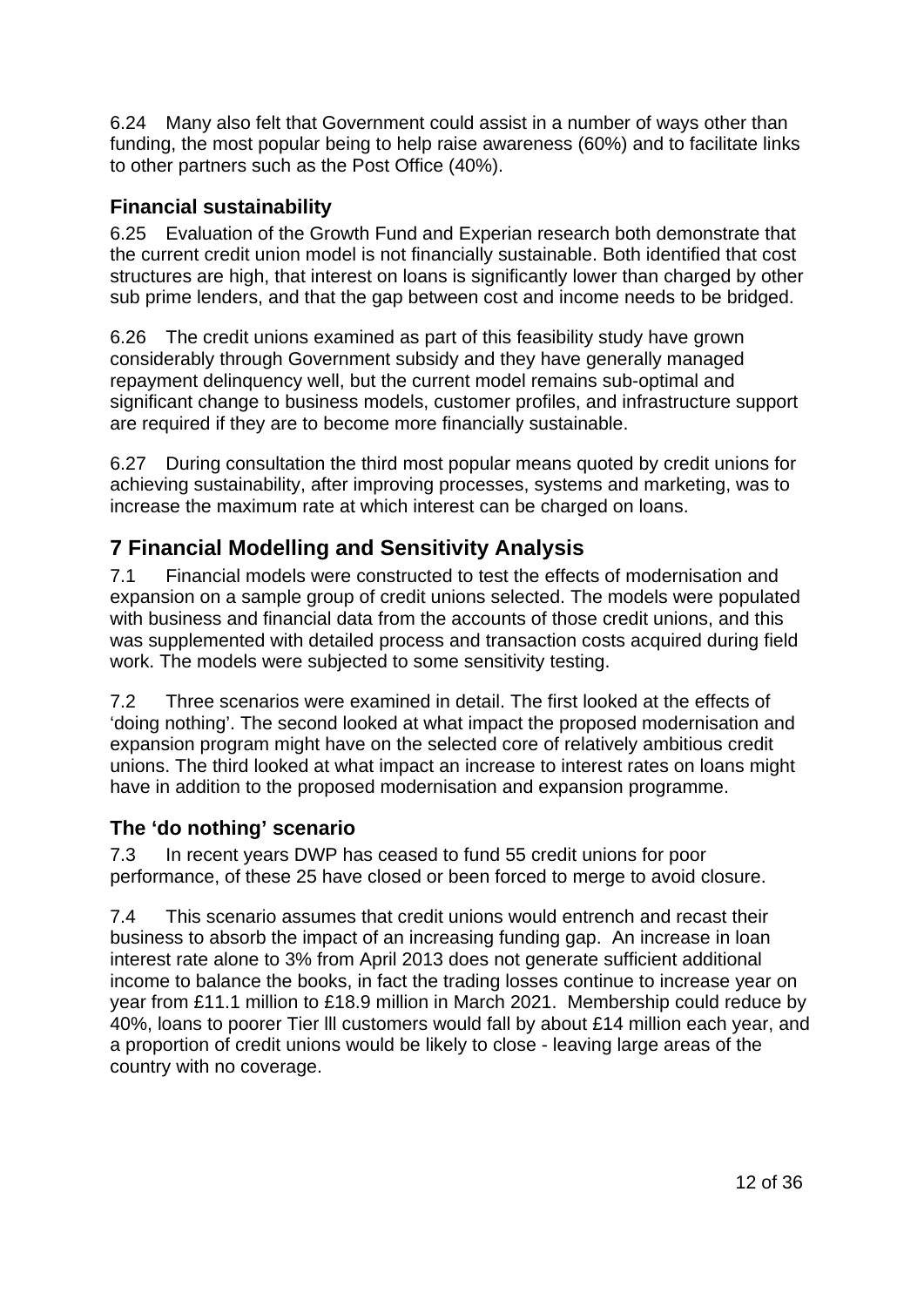6.24 Many also felt that Government could assist in a number of ways other than funding, the most popular being to help raise awareness (60%) and to facilitate links to other partners such as the Post Office (40%).

### Financial sustainability

6.25 Evaluation of the Growth Fund and Experian research both demonstrate that the current credit union model is not financially sustainable. Both identified that cost structures are high, that interest on loans is significantly lower than charged by other sub prime lenders, and that the gap between cost and income needs to be bridged.

6.26 The credit unions examined as part of this feasibility study have grown considerably through Government subsidy and they have generally managed repayment delinquency well, but the current model remains sub-optimal and significant change to business models, customer profiles, and infrastructure support are required if they are to become more financially sustainable.

6.27 During consultation the third most popular means quoted by credit unions for achieving sustainability, after improving processes, systems and marketing, was to increase the maximum rate at which interest can be charged on loans.

## 7 Financial Modelling and Sensitivity Analysis

7.1 Financial models were constructed to test the effects of modernisation and expansion on a sample group of credit unions selected. The models were populated with business and financial data from the accounts of those credit unions, and this was supplemented with detailed process and transaction costs acquired during field work. The models were subjected to some sensitivity testing.

7.2 Three scenarios were examined in detail. The first looked at the effects of 'doing nothing'. The second looked at what impact the proposed modernisation and expansion program might have on the selected core of relatively ambitious credit unions. The third looked at what impact an increase to interest rates on loans might have in addition to the proposed modernisation and expansion programme.

### The 'do nothing' scenario

7.3 In recent years DWP has ceased to fund 55 credit unions for poor performance, of these 25 have closed or been forced to merge to avoid closure.

7.4 This scenario assumes that credit unions would entrench and recast their business to absorb the impact of an increasing funding gap. An increase in loan interest rate alone to 3% from April 2013 does not generate sufficient additional income to balance the books, in fact the trading losses continue to increase year on year from £11.1 million to £18.9 million in March 2021. Membership could reduce by 40%, loans to poorer Tier lll customers would fall by about £14 million each year, and a proportion of credit unions would be likely to close - leaving large areas of the country with no coverage.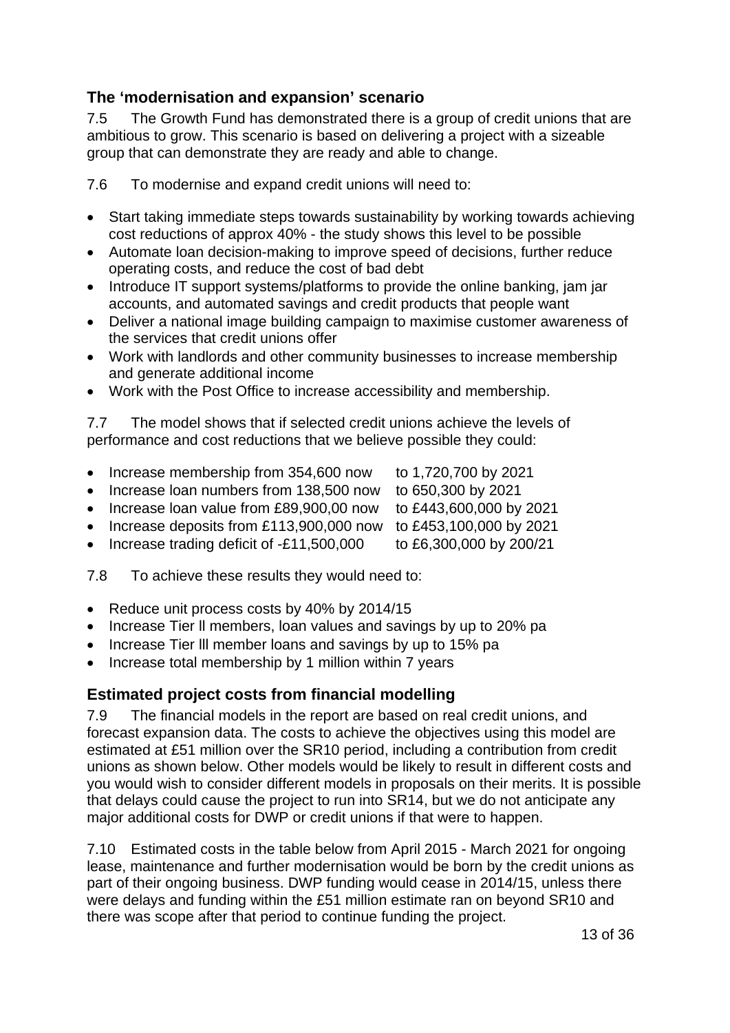## The 'modernisation and expansion' scenario

7.5 The Growth Fund has demonstrated there is a group of credit unions that are ambitious to grow. This scenario is based on delivering a project with a sizeable group that can demonstrate they are ready and able to change.

7.6 To modernise and expand credit unions will need to:

- Start taking immediate steps towards sustainability by working towards achieving cost reductions of approx 40% - the study shows this level to be possible
- Automate loan decision-making to improve speed of decisions, further reduce operating costs, and reduce the cost of bad debt
- Introduce IT support systems/platforms to provide the online banking, jam jar accounts, and automated savings and credit products that people want
- Deliver a national image building campaign to maximise customer awareness of the services that credit unions offer
- Work with landlords and other community businesses to increase membership and generate additional income
- Work with the Post Office to increase accessibility and membership.

7.7 The model shows that if selected credit unions achieve the levels of performance and cost reductions that we believe possible they could:

- Increase membership from 354,600 now to 1,720,700 by 2021
- Increase loan numbers from 138,500 now to 650,300 by 2021
- Increase loan value from £89,900,00 now to £443,600,000 by 2021
- Increase deposits from £113,900,000 now to £453,100,000 by 2021
- Increase trading deficit of -£11,500,000 to £6,300,000 by 200/21

7.8 To achieve these results they would need to:

- Reduce unit process costs by 40% by 2014/15
- Increase Tier ll members, loan values and savings by up to 20% pa
- Increase Tier lll member loans and savings by up to 15% pa
- Increase total membership by 1 million within 7 years

## Estimated project costs from financial modelling

7.9 The financial models in the report are based on real credit unions, and forecast expansion data. The costs to achieve the objectives using this model are estimated at £51 million over the SR10 period, including a contribution from credit unions as shown below. Other models would be likely to result in different costs and you would wish to consider different models in proposals on their merits. It is possible that delays could cause the project to run into SR14, but we do not anticipate any major additional costs for DWP or credit unions if that were to happen.

7.10 Estimated costs in the table below from April 2015 - March 2021 for ongoing lease, maintenance and further modernisation would be born by the credit unions as part of their ongoing business. DWP funding would cease in 2014/15, unless there were delays and funding within the £51 million estimate ran on beyond SR10 and there was scope after that period to continue funding the project.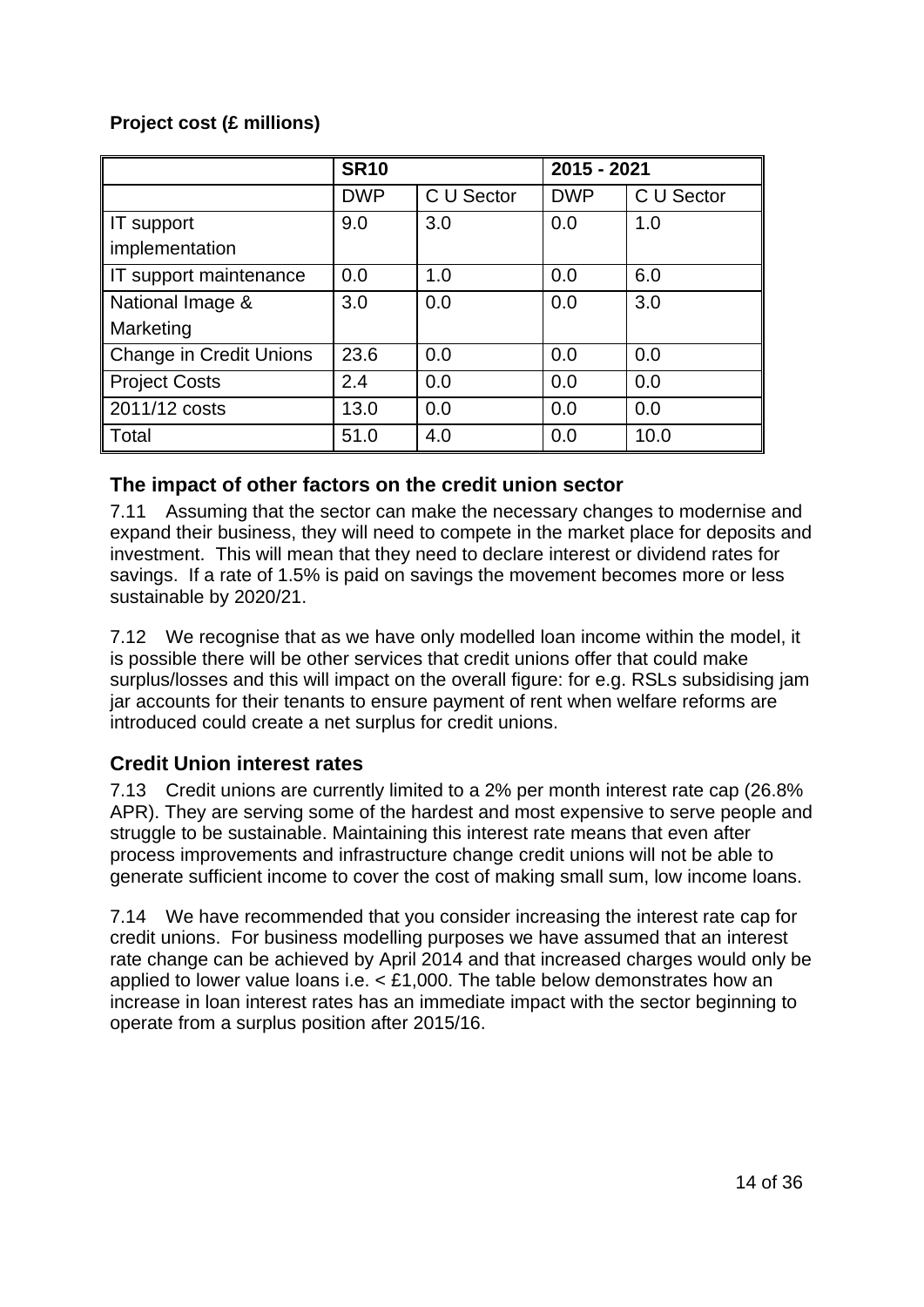**Project cost (£ millions)**

| | SR10 | | 2015 - 2021 | |
|---|---|---|---|---|
| | DWP | C U Sector | DWP | C U Sector |
| IT support implementation | 9.0 | 3.0 | 0.0 | 1.0 |
| IT support maintenance | 0.0 | 1.0 | 0.0 | 6.0 |
| National Image & Marketing | 3.0 | 0.0 | 0.0 | 3.0 |
| Change in Credit Unions | 23.6 | 0.0 | 0.0 | 0.0 |
| Project Costs | 2.4 | 0.0 | 0.0 | 0.0 |
| 2011/12 costs | 13.0 | 0.0 | 0.0 | 0.0 |
| Total | 51.0 | 4.0 | 0.0 | 10.0 |

## The impact of other factors on the credit union sector

7.11 Assuming that the sector can make the necessary changes to modernise and expand their business, they will need to compete in the market place for deposits and investment. This will mean that they need to declare interest or dividend rates for savings. If a rate of 1.5% is paid on savings the movement becomes more or less sustainable by 2020/21.

7.12 We recognise that as we have only modelled loan income within the model, it is possible there will be other services that credit unions offer that could make surplus/losses and this will impact on the overall figure: for e.g. RSLs subsidising jam jar accounts for their tenants to ensure payment of rent when welfare reforms are introduced could create a net surplus for credit unions.

## Credit Union interest rates

7.13 Credit unions are currently limited to a 2% per month interest rate cap (26.8% APR). They are serving some of the hardest and most expensive to serve people and struggle to be sustainable. Maintaining this interest rate means that even after process improvements and infrastructure change credit unions will not be able to generate sufficient income to cover the cost of making small sum, low income loans.

7.14 We have recommended that you consider increasing the interest rate cap for credit unions. For business modelling purposes we have assumed that an interest rate change can be achieved by April 2014 and that increased charges would only be applied to lower value loans i.e. < £1,000. The table below demonstrates how an increase in loan interest rates has an immediate impact with the sector beginning to operate from a surplus position after 2015/16.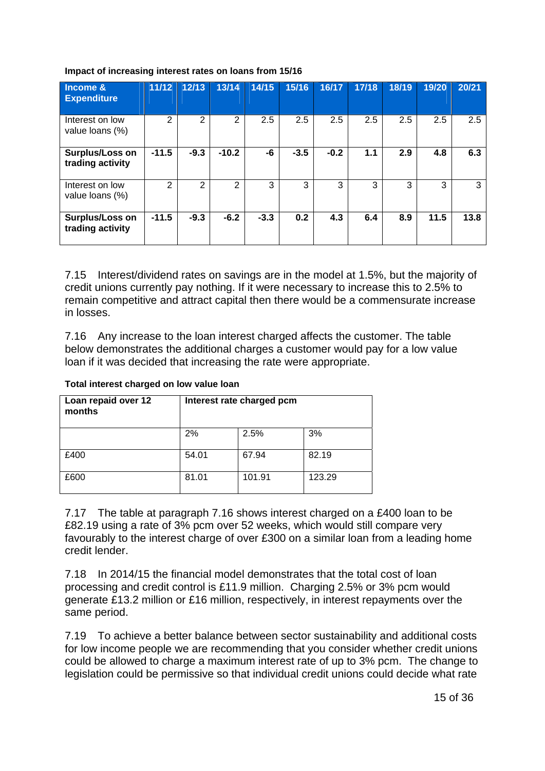**Impact of increasing interest rates on loans from 15/16**

| Income & Expenditure | 11/12 | 12/13 | 13/14 | 14/15 | 15/16 | 16/17 | 17/18 | 18/19 | 19/20 | 20/21 |
|---|---|---|---|---|---|---|---|---|---|---|
| Interest on low value loans (%) | 2 | 2 | 2 | 2.5 | 2.5 | 2.5 | 2.5 | 2.5 | 2.5 | 2.5 |
| **Surplus/Loss on trading activity** | **-11.5** | **-9.3** | **-10.2** | **-6** | **-3.5** | **-0.2** | **1.1** | **2.9** | **4.8** | **6.3** |
| Interest on low value loans (%) | 2 | 2 | 2 | 3 | 3 | 3 | 3 | 3 | 3 | 3 |
| **Surplus/Loss on trading activity** | **-11.5** | **-9.3** | **-6.2** | **-3.3** | **0.2** | **4.3** | **6.4** | **8.9** | **11.5** | **13.8** |

7.15 Interest/dividend rates on savings are in the model at 1.5%, but the majority of credit unions currently pay nothing. If it were necessary to increase this to 2.5% to remain competitive and attract capital then there would be a commensurate increase in losses.

7.16 Any increase to the loan interest charged affects the customer. The table below demonstrates the additional charges a customer would pay for a low value loan if it was decided that increasing the rate were appropriate.

**Total interest charged on low value loan**

| Loan repaid over 12 months | Interest rate charged pcm | | |
|---|---|---|---|
| | 2% | 2.5% | 3% |
| £400 | 54.01 | 67.94 | 82.19 |
| £600 | 81.01 | 101.91 | 123.29 |

7.17 The table at paragraph 7.16 shows interest charged on a £400 loan to be £82.19 using a rate of 3% pcm over 52 weeks, which would still compare very favourably to the interest charge of over £300 on a similar loan from a leading home credit lender.

7.18 In 2014/15 the financial model demonstrates that the total cost of loan processing and credit control is £11.9 million. Charging 2.5% or 3% pcm would generate £13.2 million or £16 million, respectively, in interest repayments over the same period.

7.19 To achieve a better balance between sector sustainability and additional costs for low income people we are recommending that you consider whether credit unions could be allowed to charge a maximum interest rate of up to 3% pcm. The change to legislation could be permissive so that individual credit unions could decide what rate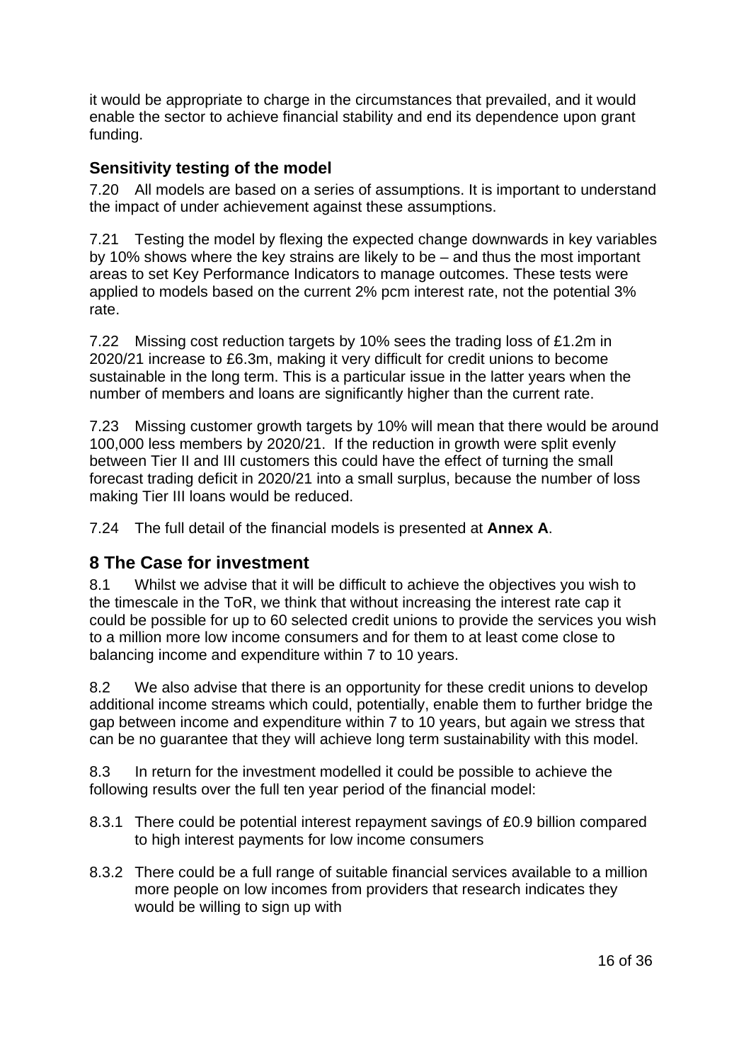it would be appropriate to charge in the circumstances that prevailed, and it would enable the sector to achieve financial stability and end its dependence upon grant funding.

### Sensitivity testing of the model

7.20 All models are based on a series of assumptions. It is important to understand the impact of under achievement against these assumptions.

7.21 Testing the model by flexing the expected change downwards in key variables by 10% shows where the key strains are likely to be – and thus the most important areas to set Key Performance Indicators to manage outcomes. These tests were applied to models based on the current 2% pcm interest rate, not the potential 3% rate.

7.22 Missing cost reduction targets by 10% sees the trading loss of £1.2m in 2020/21 increase to £6.3m, making it very difficult for credit unions to become sustainable in the long term. This is a particular issue in the latter years when the number of members and loans are significantly higher than the current rate.

7.23 Missing customer growth targets by 10% will mean that there would be around 100,000 less members by 2020/21. If the reduction in growth were split evenly between Tier II and III customers this could have the effect of turning the small forecast trading deficit in 2020/21 into a small surplus, because the number of loss making Tier III loans would be reduced.

7.24 The full detail of the financial models is presented at **Annex A**.

## 8 The Case for investment

8.1 Whilst we advise that it will be difficult to achieve the objectives you wish to the timescale in the ToR, we think that without increasing the interest rate cap it could be possible for up to 60 selected credit unions to provide the services you wish to a million more low income consumers and for them to at least come close to balancing income and expenditure within 7 to 10 years.

8.2 We also advise that there is an opportunity for these credit unions to develop additional income streams which could, potentially, enable them to further bridge the gap between income and expenditure within 7 to 10 years, but again we stress that can be no guarantee that they will achieve long term sustainability with this model.

8.3 In return for the investment modelled it could be possible to achieve the following results over the full ten year period of the financial model:

8.3.1 There could be potential interest repayment savings of £0.9 billion compared to high interest payments for low income consumers

8.3.2 There could be a full range of suitable financial services available to a million more people on low incomes from providers that research indicates they would be willing to sign up with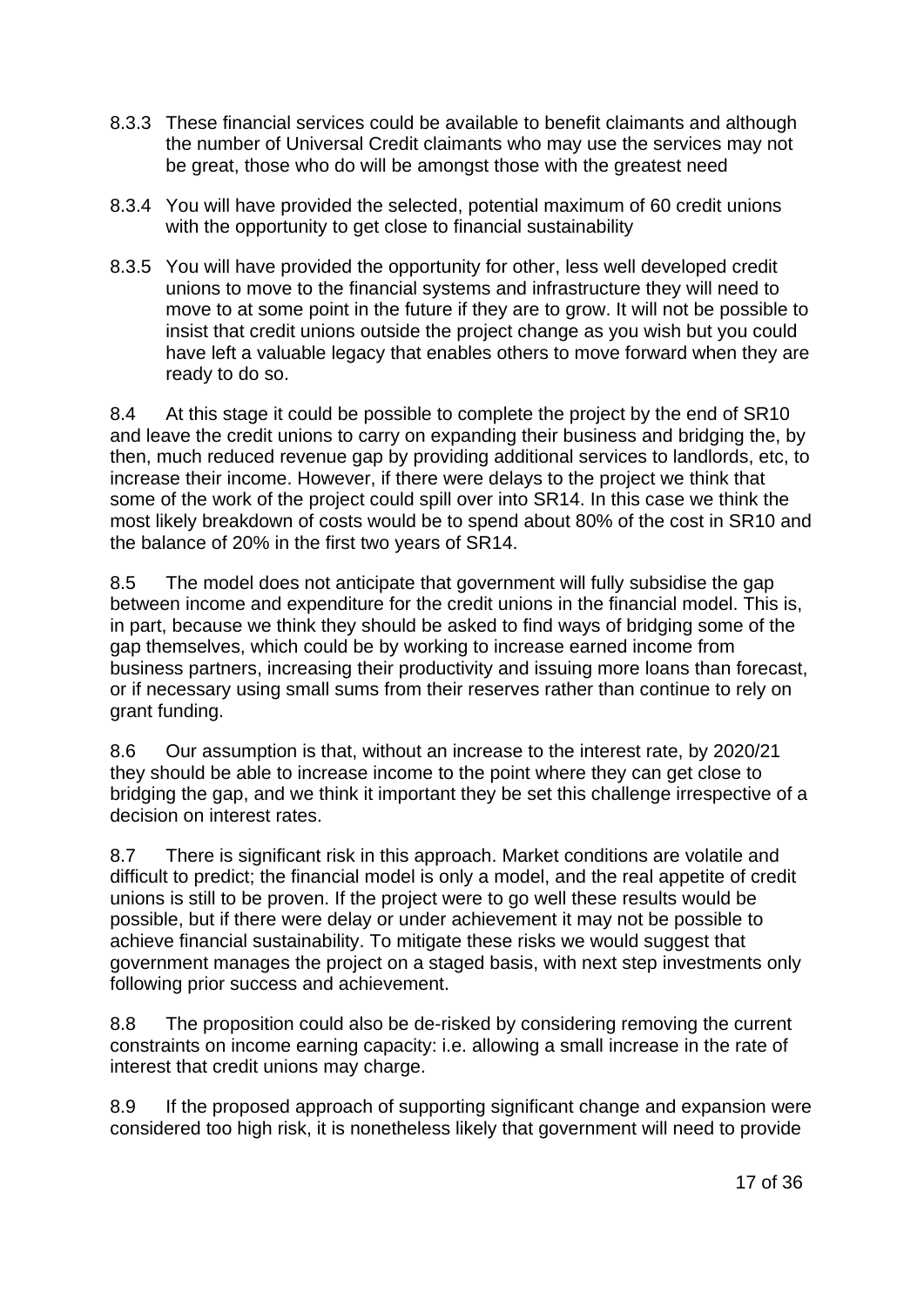8.3.3 These financial services could be available to benefit claimants and although the number of Universal Credit claimants who may use the services may not be great, those who do will be amongst those with the greatest need

8.3.4 You will have provided the selected, potential maximum of 60 credit unions with the opportunity to get close to financial sustainability

8.3.5 You will have provided the opportunity for other, less well developed credit unions to move to the financial systems and infrastructure they will need to move to at some point in the future if they are to grow. It will not be possible to insist that credit unions outside the project change as you wish but you could have left a valuable legacy that enables others to move forward when they are ready to do so.

8.4 At this stage it could be possible to complete the project by the end of SR10 and leave the credit unions to carry on expanding their business and bridging the, by then, much reduced revenue gap by providing additional services to landlords, etc, to increase their income. However, if there were delays to the project we think that some of the work of the project could spill over into SR14. In this case we think the most likely breakdown of costs would be to spend about 80% of the cost in SR10 and the balance of 20% in the first two years of SR14.

8.5 The model does not anticipate that government will fully subsidise the gap between income and expenditure for the credit unions in the financial model. This is, in part, because we think they should be asked to find ways of bridging some of the gap themselves, which could be by working to increase earned income from business partners, increasing their productivity and issuing more loans than forecast, or if necessary using small sums from their reserves rather than continue to rely on grant funding.

8.6 Our assumption is that, without an increase to the interest rate, by 2020/21 they should be able to increase income to the point where they can get close to bridging the gap, and we think it important they be set this challenge irrespective of a decision on interest rates.

8.7 There is significant risk in this approach. Market conditions are volatile and difficult to predict; the financial model is only a model, and the real appetite of credit unions is still to be proven. If the project were to go well these results would be possible, but if there were delay or under achievement it may not be possible to achieve financial sustainability. To mitigate these risks we would suggest that government manages the project on a staged basis, with next step investments only following prior success and achievement.

8.8 The proposition could also be de-risked by considering removing the current constraints on income earning capacity: i.e. allowing a small increase in the rate of interest that credit unions may charge.

8.9 If the proposed approach of supporting significant change and expansion were considered too high risk, it is nonetheless likely that government will need to provide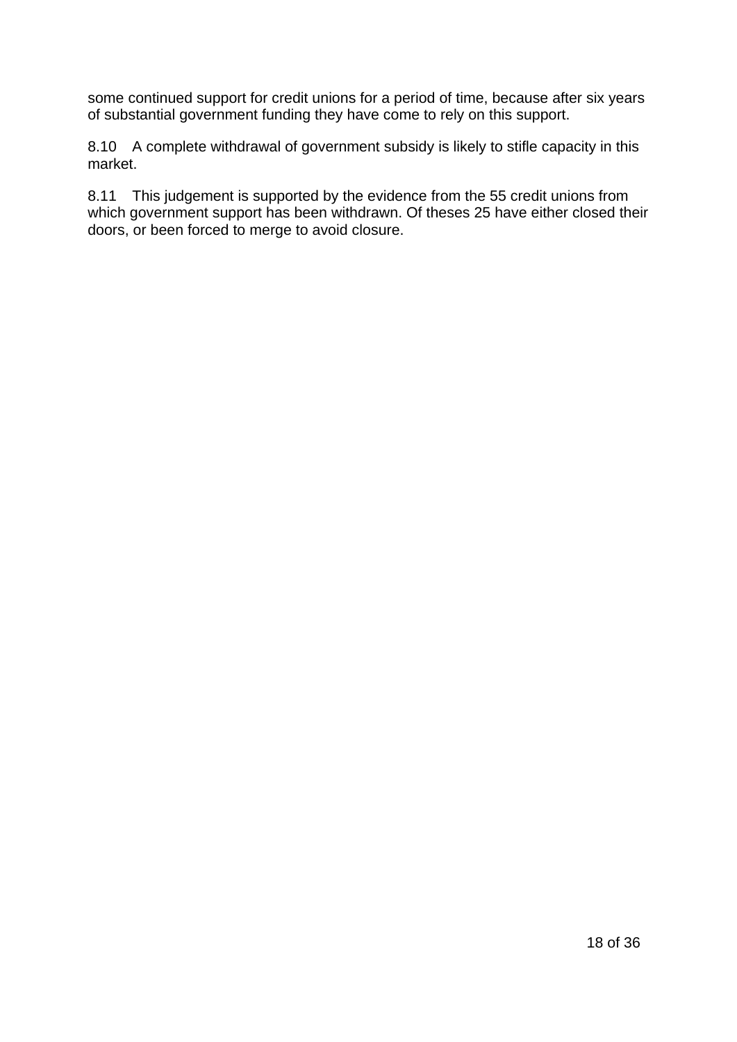some continued support for credit unions for a period of time, because after six years of substantial government funding they have come to rely on this support.

8.10 A complete withdrawal of government subsidy is likely to stifle capacity in this market.

8.11 This judgement is supported by the evidence from the 55 credit unions from which government support has been withdrawn. Of theses 25 have either closed their doors, or been forced to merge to avoid closure.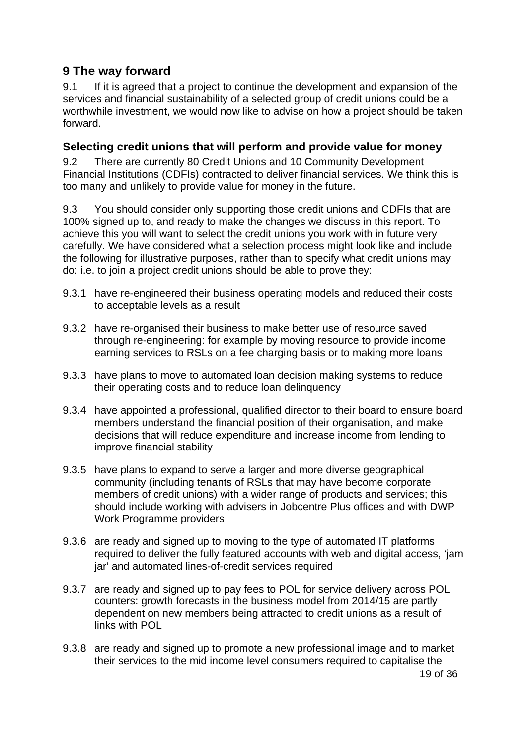## 9 The way forward

9.1 If it is agreed that a project to continue the development and expansion of the services and financial sustainability of a selected group of credit unions could be a worthwhile investment, we would now like to advise on how a project should be taken forward.

### Selecting credit unions that will perform and provide value for money

9.2 There are currently 80 Credit Unions and 10 Community Development Financial Institutions (CDFIs) contracted to deliver financial services. We think this is too many and unlikely to provide value for money in the future.

9.3 You should consider only supporting those credit unions and CDFIs that are 100% signed up to, and ready to make the changes we discuss in this report. To achieve this you will want to select the credit unions you work with in future very carefully. We have considered what a selection process might look like and include the following for illustrative purposes, rather than to specify what credit unions may do: i.e. to join a project credit unions should be able to prove they:

9.3.1 have re-engineered their business operating models and reduced their costs to acceptable levels as a result

9.3.2 have re-organised their business to make better use of resource saved through re-engineering: for example by moving resource to provide income earning services to RSLs on a fee charging basis or to making more loans

9.3.3 have plans to move to automated loan decision making systems to reduce their operating costs and to reduce loan delinquency

9.3.4 have appointed a professional, qualified director to their board to ensure board members understand the financial position of their organisation, and make decisions that will reduce expenditure and increase income from lending to improve financial stability

9.3.5 have plans to expand to serve a larger and more diverse geographical community (including tenants of RSLs that may have become corporate members of credit unions) with a wider range of products and services; this should include working with advisers in Jobcentre Plus offices and with DWP Work Programme providers

9.3.6 are ready and signed up to moving to the type of automated IT platforms required to deliver the fully featured accounts with web and digital access, 'jam jar' and automated lines-of-credit services required

9.3.7 are ready and signed up to pay fees to POL for service delivery across POL counters: growth forecasts in the business model from 2014/15 are partly dependent on new members being attracted to credit unions as a result of links with POL

9.3.8 are ready and signed up to promote a new professional image and to market their services to the mid income level consumers required to capitalise the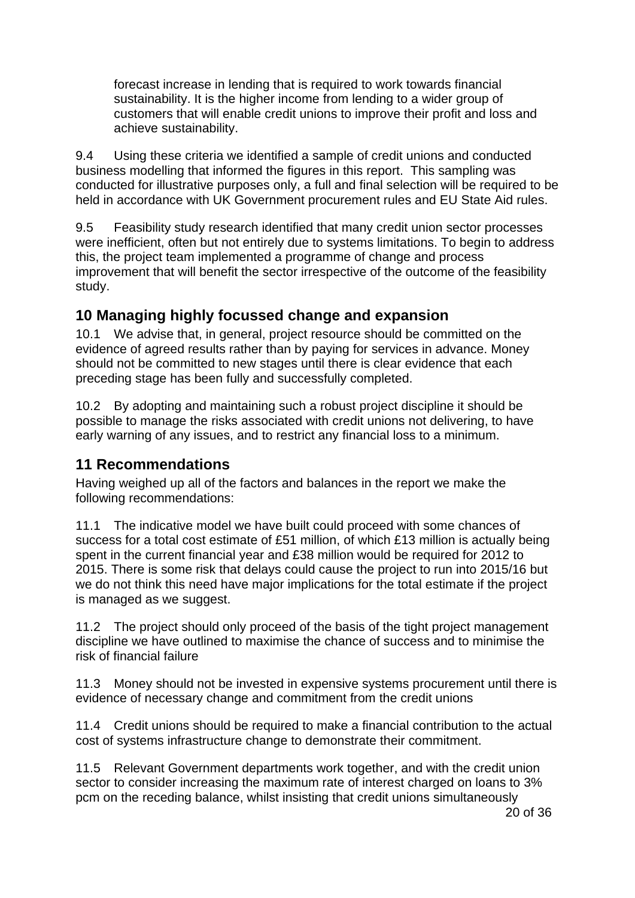forecast increase in lending that is required to work towards financial sustainability. It is the higher income from lending to a wider group of customers that will enable credit unions to improve their profit and loss and achieve sustainability.

9.4 Using these criteria we identified a sample of credit unions and conducted business modelling that informed the figures in this report. This sampling was conducted for illustrative purposes only, a full and final selection will be required to be held in accordance with UK Government procurement rules and EU State Aid rules.

9.5 Feasibility study research identified that many credit union sector processes were inefficient, often but not entirely due to systems limitations. To begin to address this, the project team implemented a programme of change and process improvement that will benefit the sector irrespective of the outcome of the feasibility study.

## 10 Managing highly focussed change and expansion

10.1 We advise that, in general, project resource should be committed on the evidence of agreed results rather than by paying for services in advance. Money should not be committed to new stages until there is clear evidence that each preceding stage has been fully and successfully completed.

10.2 By adopting and maintaining such a robust project discipline it should be possible to manage the risks associated with credit unions not delivering, to have early warning of any issues, and to restrict any financial loss to a minimum.

## 11 Recommendations

Having weighed up all of the factors and balances in the report we make the following recommendations:

11.1 The indicative model we have built could proceed with some chances of success for a total cost estimate of £51 million, of which £13 million is actually being spent in the current financial year and £38 million would be required for 2012 to 2015. There is some risk that delays could cause the project to run into 2015/16 but we do not think this need have major implications for the total estimate if the project is managed as we suggest.

11.2 The project should only proceed of the basis of the tight project management discipline we have outlined to maximise the chance of success and to minimise the risk of financial failure

11.3 Money should not be invested in expensive systems procurement until there is evidence of necessary change and commitment from the credit unions

11.4 Credit unions should be required to make a financial contribution to the actual cost of systems infrastructure change to demonstrate their commitment.

11.5 Relevant Government departments work together, and with the credit union sector to consider increasing the maximum rate of interest charged on loans to 3% pcm on the receding balance, whilst insisting that credit unions simultaneously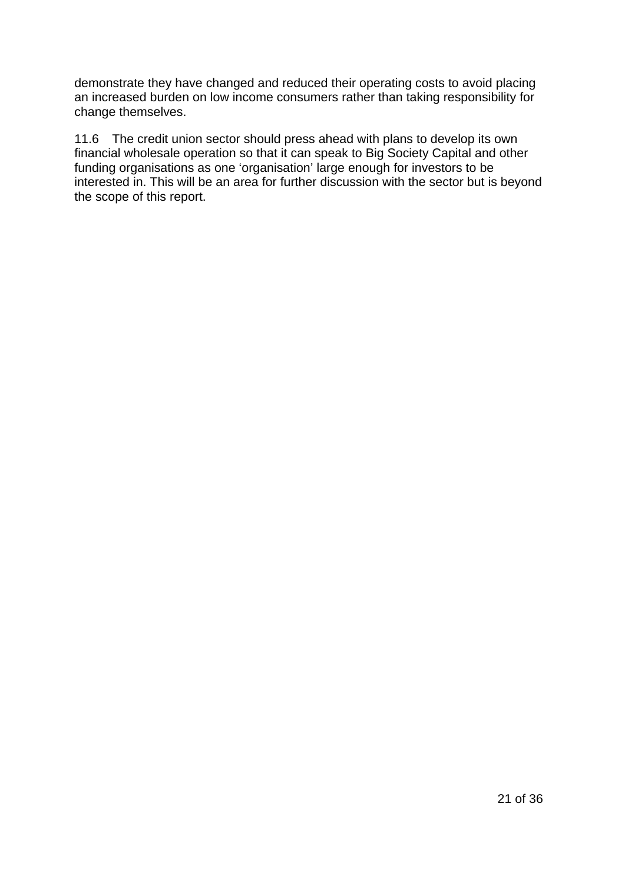demonstrate they have changed and reduced their operating costs to avoid placing an increased burden on low income consumers rather than taking responsibility for change themselves.

11.6 The credit union sector should press ahead with plans to develop its own financial wholesale operation so that it can speak to Big Society Capital and other funding organisations as one ‘organisation’ large enough for investors to be interested in. This will be an area for further discussion with the sector but is beyond the scope of this report.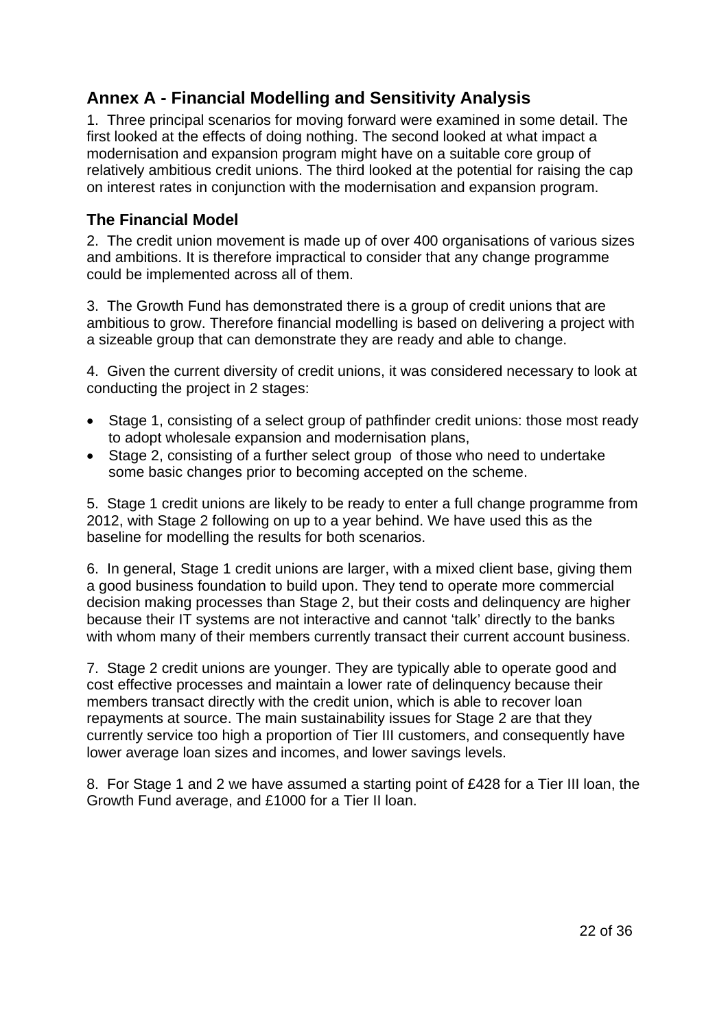## Annex A - Financial Modelling and Sensitivity Analysis

1. Three principal scenarios for moving forward were examined in some detail. The first looked at the effects of doing nothing. The second looked at what impact a modernisation and expansion program might have on a suitable core group of relatively ambitious credit unions. The third looked at the potential for raising the cap on interest rates in conjunction with the modernisation and expansion program.

### The Financial Model

2. The credit union movement is made up of over 400 organisations of various sizes and ambitions. It is therefore impractical to consider that any change programme could be implemented across all of them.

3. The Growth Fund has demonstrated there is a group of credit unions that are ambitious to grow. Therefore financial modelling is based on delivering a project with a sizeable group that can demonstrate they are ready and able to change.

4. Given the current diversity of credit unions, it was considered necessary to look at conducting the project in 2 stages:

- Stage 1, consisting of a select group of pathfinder credit unions: those most ready to adopt wholesale expansion and modernisation plans,
- Stage 2, consisting of a further select group of those who need to undertake some basic changes prior to becoming accepted on the scheme.

5. Stage 1 credit unions are likely to be ready to enter a full change programme from 2012, with Stage 2 following on up to a year behind. We have used this as the baseline for modelling the results for both scenarios.

6. In general, Stage 1 credit unions are larger, with a mixed client base, giving them a good business foundation to build upon. They tend to operate more commercial decision making processes than Stage 2, but their costs and delinquency are higher because their IT systems are not interactive and cannot 'talk' directly to the banks with whom many of their members currently transact their current account business.

7. Stage 2 credit unions are younger. They are typically able to operate good and cost effective processes and maintain a lower rate of delinquency because their members transact directly with the credit union, which is able to recover loan repayments at source. The main sustainability issues for Stage 2 are that they currently service too high a proportion of Tier III customers, and consequently have lower average loan sizes and incomes, and lower savings levels.

8. For Stage 1 and 2 we have assumed a starting point of £428 for a Tier III loan, the Growth Fund average, and £1000 for a Tier II loan.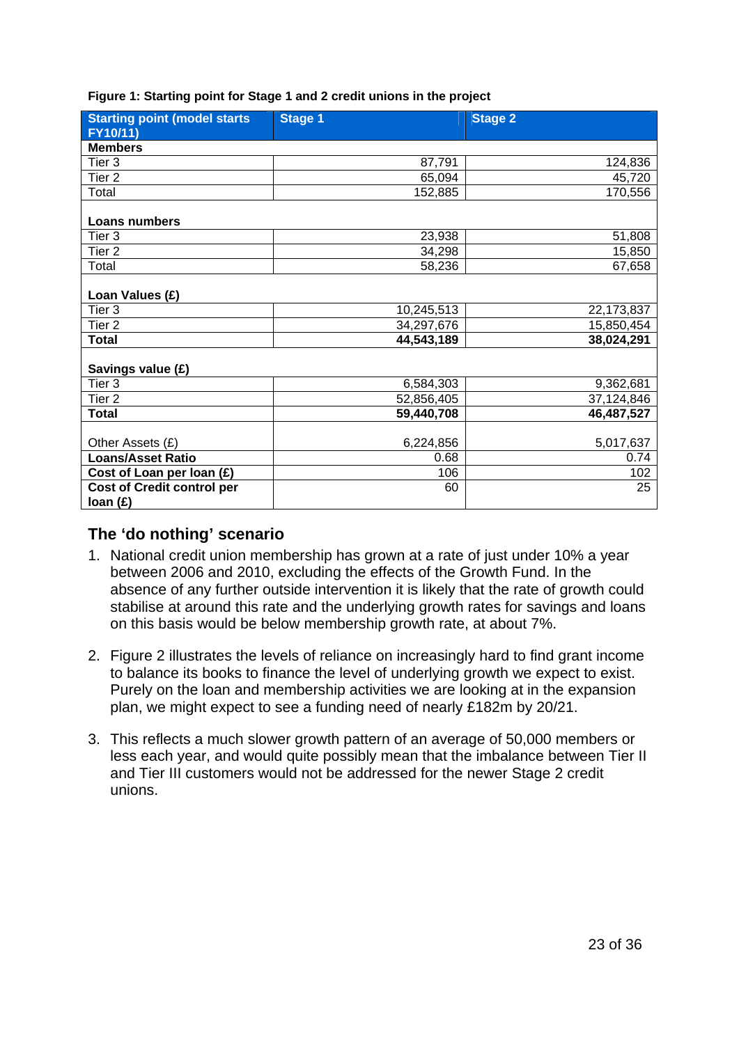**Figure 1: Starting point for Stage 1 and 2 credit unions in the project**

| Starting point (model starts FY10/11) | Stage 1 | Stage 2 |
|---|---|---|
| **Members** | | |
| Tier 3 | 87,791 | 124,836 |
| Tier 2 | 65,094 | 45,720 |
| Total | 152,885 | 170,556 |
| **Loans numbers** | | |
| Tier 3 | 23,938 | 51,808 |
| Tier 2 | 34,298 | 15,850 |
| Total | 58,236 | 67,658 |
| **Loan Values (£)** | | |
| Tier 3 | 10,245,513 | 22,173,837 |
| Tier 2 | 34,297,676 | 15,850,454 |
| **Total** | **44,543,189** | **38,024,291** |
| **Savings value (£)** | | |
| Tier 3 | 6,584,303 | 9,362,681 |
| Tier 2 | 52,856,405 | 37,124,846 |
| **Total** | **59,440,708** | **46,487,527** |
| Other Assets (£) | 6,224,856 | 5,017,637 |
| **Loans/Asset Ratio** | 0.68 | 0.74 |
| **Cost of Loan per loan (£)** | 106 | 102 |
| **Cost of Credit control per loan (£)** | 60 | 25 |

## The 'do nothing' scenario

1. National credit union membership has grown at a rate of just under 10% a year between 2006 and 2010, excluding the effects of the Growth Fund. In the absence of any further outside intervention it is likely that the rate of growth could stabilise at around this rate and the underlying growth rates for savings and loans on this basis would be below membership growth rate, at about 7%.

2. Figure 2 illustrates the levels of reliance on increasingly hard to find grant income to balance its books to finance the level of underlying growth we expect to exist. Purely on the loan and membership activities we are looking at in the expansion plan, we might expect to see a funding need of nearly £182m by 20/21.

3. This reflects a much slower growth pattern of an average of 50,000 members or less each year, and would quite possibly mean that the imbalance between Tier II and Tier III customers would not be addressed for the newer Stage 2 credit unions.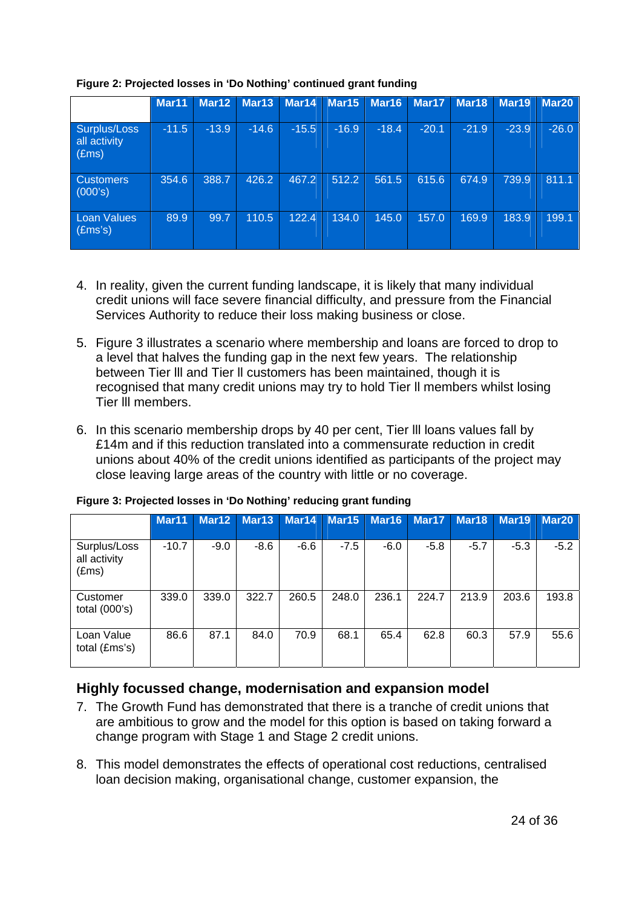**Figure 2: Projected losses in 'Do Nothing' continued grant funding**

| | Mar11 | Mar12 | Mar13 | Mar14 | Mar15 | Mar16 | Mar17 | Mar18 | Mar19 | Mar20 |
|---|---|---|---|---|---|---|---|---|---|---|
| Surplus/Loss all activity (£ms) | -11.5 | -13.9 | -14.6 | -15.5 | -16.9 | -18.4 | -20.1 | -21.9 | -23.9 | -26.0 |
| Customers (000's) | 354.6 | 388.7 | 426.2 | 467.2 | 512.2 | 561.5 | 615.6 | 674.9 | 739.9 | 811.1 |
| Loan Values (£ms's) | 89.9 | 99.7 | 110.5 | 122.4 | 134.0 | 145.0 | 157.0 | 169.9 | 183.9 | 199.1 |

4. In reality, given the current funding landscape, it is likely that many individual credit unions will face severe financial difficulty, and pressure from the Financial Services Authority to reduce their loss making business or close.

5. Figure 3 illustrates a scenario where membership and loans are forced to drop to a level that halves the funding gap in the next few years. The relationship between Tier lll and Tier ll customers has been maintained, though it is recognised that many credit unions may try to hold Tier ll members whilst losing Tier lll members.

6. In this scenario membership drops by 40 per cent, Tier lll loans values fall by £14m and if this reduction translated into a commensurate reduction in credit unions about 40% of the credit unions identified as participants of the project may close leaving large areas of the country with little or no coverage.

**Figure 3: Projected losses in 'Do Nothing' reducing grant funding**

| | Mar11 | Mar12 | Mar13 | Mar14 | Mar15 | Mar16 | Mar17 | Mar18 | Mar19 | Mar20 |
|---|---|---|---|---|---|---|---|---|---|---|
| Surplus/Loss all activity (£ms) | -10.7 | -9.0 | -8.6 | -6.6 | -7.5 | -6.0 | -5.8 | -5.7 | -5.3 | -5.2 |
| Customer total (000's) | 339.0 | 339.0 | 322.7 | 260.5 | 248.0 | 236.1 | 224.7 | 213.9 | 203.6 | 193.8 |
| Loan Value total (£ms's) | 86.6 | 87.1 | 84.0 | 70.9 | 68.1 | 65.4 | 62.8 | 60.3 | 57.9 | 55.6 |

## Highly focussed change, modernisation and expansion model

7. The Growth Fund has demonstrated that there is a tranche of credit unions that are ambitious to grow and the model for this option is based on taking forward a change program with Stage 1 and Stage 2 credit unions.

8. This model demonstrates the effects of operational cost reductions, centralised loan decision making, organisational change, customer expansion, the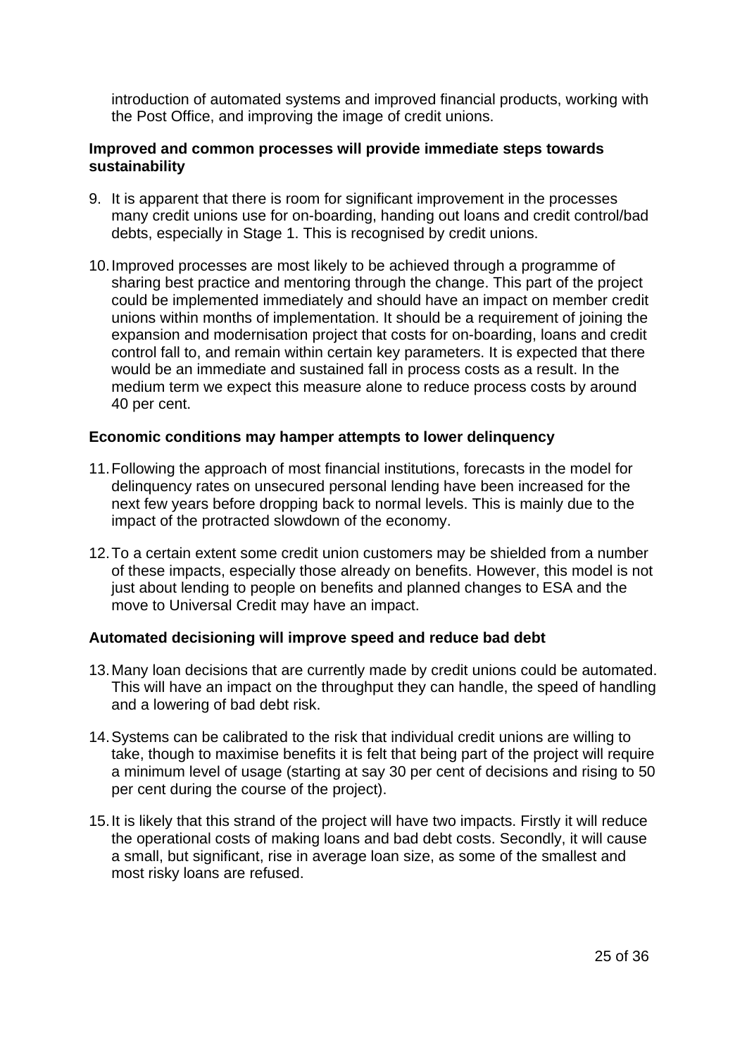introduction of automated systems and improved financial products, working with the Post Office, and improving the image of credit unions.

**Improved and common processes will provide immediate steps towards sustainability**

9. It is apparent that there is room for significant improvement in the processes many credit unions use for on-boarding, handing out loans and credit control/bad debts, especially in Stage 1. This is recognised by credit unions.

10. Improved processes are most likely to be achieved through a programme of sharing best practice and mentoring through the change. This part of the project could be implemented immediately and should have an impact on member credit unions within months of implementation. It should be a requirement of joining the expansion and modernisation project that costs for on-boarding, loans and credit control fall to, and remain within certain key parameters. It is expected that there would be an immediate and sustained fall in process costs as a result. In the medium term we expect this measure alone to reduce process costs by around 40 per cent.

**Economic conditions may hamper attempts to lower delinquency**

11. Following the approach of most financial institutions, forecasts in the model for delinquency rates on unsecured personal lending have been increased for the next few years before dropping back to normal levels. This is mainly due to the impact of the protracted slowdown of the economy.

12. To a certain extent some credit union customers may be shielded from a number of these impacts, especially those already on benefits. However, this model is not just about lending to people on benefits and planned changes to ESA and the move to Universal Credit may have an impact.

**Automated decisioning will improve speed and reduce bad debt**

13. Many loan decisions that are currently made by credit unions could be automated. This will have an impact on the throughput they can handle, the speed of handling and a lowering of bad debt risk.

14. Systems can be calibrated to the risk that individual credit unions are willing to take, though to maximise benefits it is felt that being part of the project will require a minimum level of usage (starting at say 30 per cent of decisions and rising to 50 per cent during the course of the project).

15. It is likely that this strand of the project will have two impacts. Firstly it will reduce the operational costs of making loans and bad debt costs. Secondly, it will cause a small, but significant, rise in average loan size, as some of the smallest and most risky loans are refused.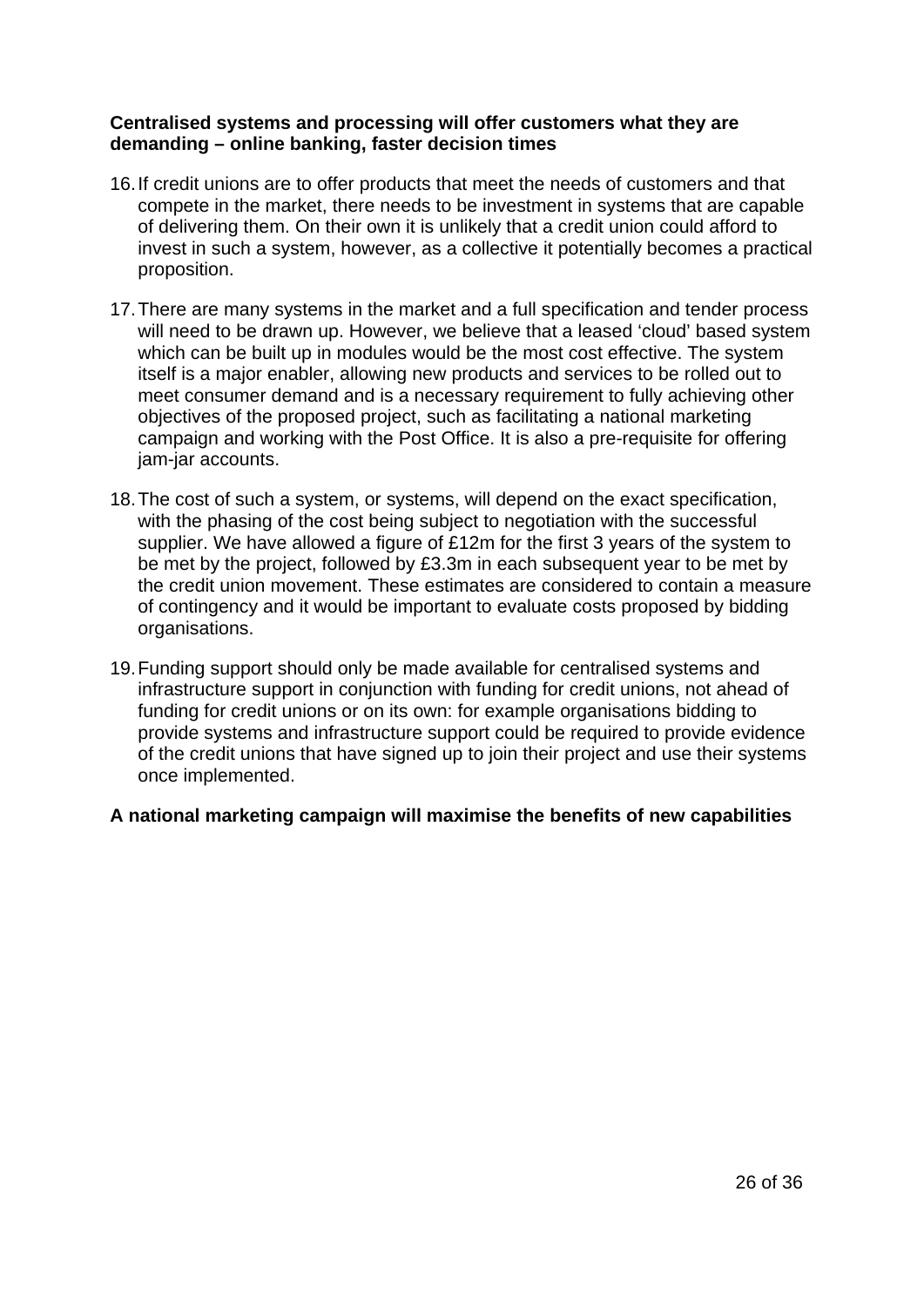**Centralised systems and processing will offer customers what they are demanding – online banking, faster decision times**

16. If credit unions are to offer products that meet the needs of customers and that compete in the market, there needs to be investment in systems that are capable of delivering them. On their own it is unlikely that a credit union could afford to invest in such a system, however, as a collective it potentially becomes a practical proposition.

17. There are many systems in the market and a full specification and tender process will need to be drawn up. However, we believe that a leased 'cloud' based system which can be built up in modules would be the most cost effective. The system itself is a major enabler, allowing new products and services to be rolled out to meet consumer demand and is a necessary requirement to fully achieving other objectives of the proposed project, such as facilitating a national marketing campaign and working with the Post Office. It is also a pre-requisite for offering jam-jar accounts.

18. The cost of such a system, or systems, will depend on the exact specification, with the phasing of the cost being subject to negotiation with the successful supplier. We have allowed a figure of £12m for the first 3 years of the system to be met by the project, followed by £3.3m in each subsequent year to be met by the credit union movement. These estimates are considered to contain a measure of contingency and it would be important to evaluate costs proposed by bidding organisations.

19. Funding support should only be made available for centralised systems and infrastructure support in conjunction with funding for credit unions, not ahead of funding for credit unions or on its own: for example organisations bidding to provide systems and infrastructure support could be required to provide evidence of the credit unions that have signed up to join their project and use their systems once implemented.

**A national marketing campaign will maximise the benefits of new capabilities**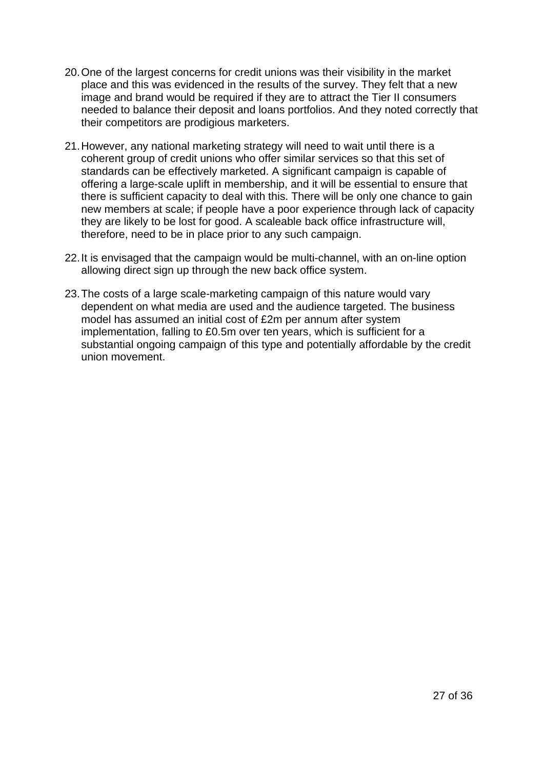20. One of the largest concerns for credit unions was their visibility in the market place and this was evidenced in the results of the survey. They felt that a new image and brand would be required if they are to attract the Tier II consumers needed to balance their deposit and loans portfolios. And they noted correctly that their competitors are prodigious marketers.

21. However, any national marketing strategy will need to wait until there is a coherent group of credit unions who offer similar services so that this set of standards can be effectively marketed. A significant campaign is capable of offering a large-scale uplift in membership, and it will be essential to ensure that there is sufficient capacity to deal with this. There will be only one chance to gain new members at scale; if people have a poor experience through lack of capacity they are likely to be lost for good. A scaleable back office infrastructure will, therefore, need to be in place prior to any such campaign.

22. It is envisaged that the campaign would be multi-channel, with an on-line option allowing direct sign up through the new back office system.

23. The costs of a large scale-marketing campaign of this nature would vary dependent on what media are used and the audience targeted. The business model has assumed an initial cost of £2m per annum after system implementation, falling to £0.5m over ten years, which is sufficient for a substantial ongoing campaign of this type and potentially affordable by the credit union movement.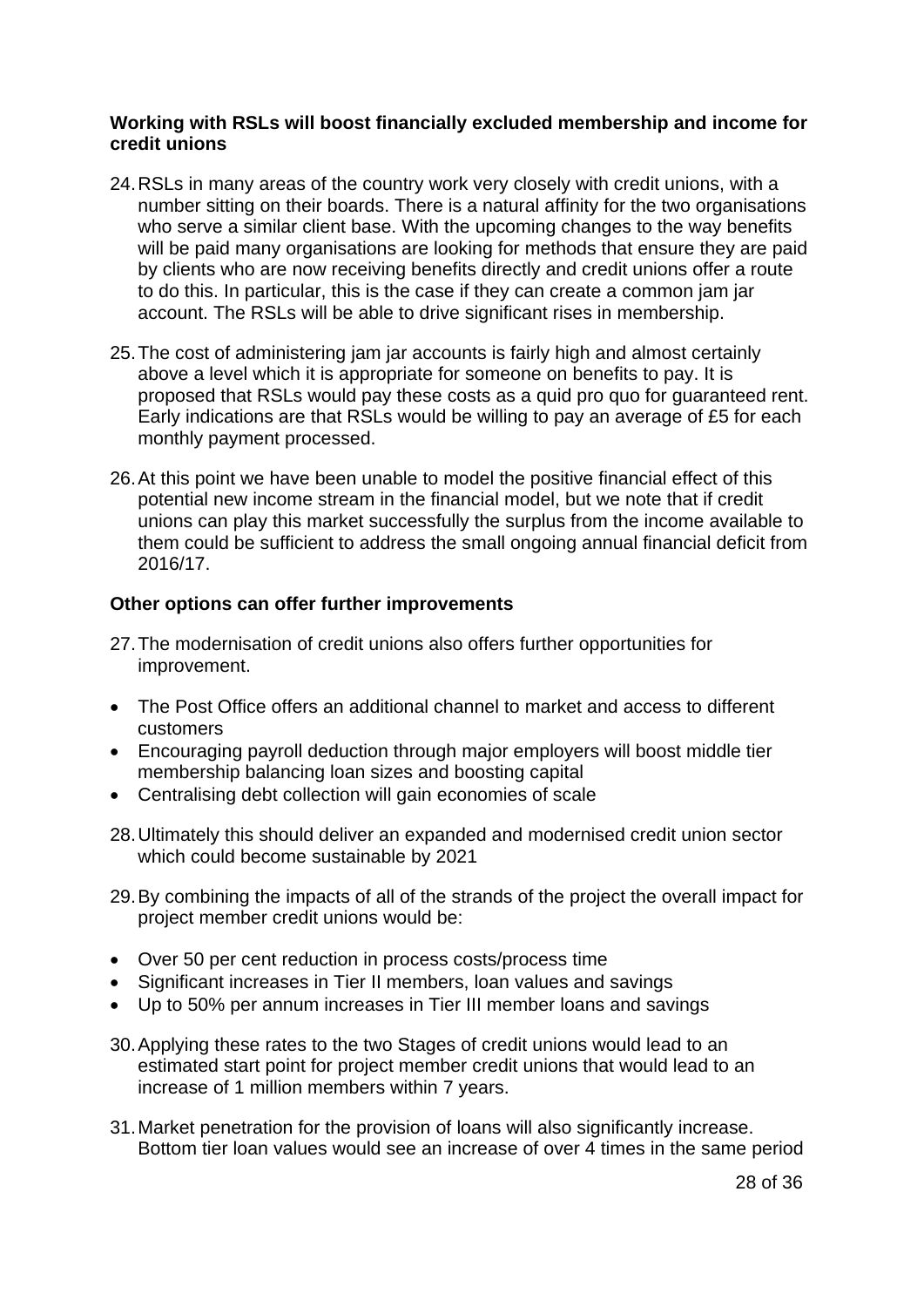**Working with RSLs will boost financially excluded membership and income for credit unions**

24. RSLs in many areas of the country work very closely with credit unions, with a number sitting on their boards. There is a natural affinity for the two organisations who serve a similar client base. With the upcoming changes to the way benefits will be paid many organisations are looking for methods that ensure they are paid by clients who are now receiving benefits directly and credit unions offer a route to do this. In particular, this is the case if they can create a common jam jar account. The RSLs will be able to drive significant rises in membership.

25. The cost of administering jam jar accounts is fairly high and almost certainly above a level which it is appropriate for someone on benefits to pay. It is proposed that RSLs would pay these costs as a quid pro quo for guaranteed rent. Early indications are that RSLs would be willing to pay an average of £5 for each monthly payment processed.

26. At this point we have been unable to model the positive financial effect of this potential new income stream in the financial model, but we note that if credit unions can play this market successfully the surplus from the income available to them could be sufficient to address the small ongoing annual financial deficit from 2016/17.

**Other options can offer further improvements**

27. The modernisation of credit unions also offers further opportunities for improvement.

- The Post Office offers an additional channel to market and access to different customers
- Encouraging payroll deduction through major employers will boost middle tier membership balancing loan sizes and boosting capital
- Centralising debt collection will gain economies of scale

28. Ultimately this should deliver an expanded and modernised credit union sector which could become sustainable by 2021

29. By combining the impacts of all of the strands of the project the overall impact for project member credit unions would be:

- Over 50 per cent reduction in process costs/process time
- Significant increases in Tier II members, loan values and savings
- Up to 50% per annum increases in Tier III member loans and savings

30. Applying these rates to the two Stages of credit unions would lead to an estimated start point for project member credit unions that would lead to an increase of 1 million members within 7 years.

31. Market penetration for the provision of loans will also significantly increase. Bottom tier loan values would see an increase of over 4 times in the same period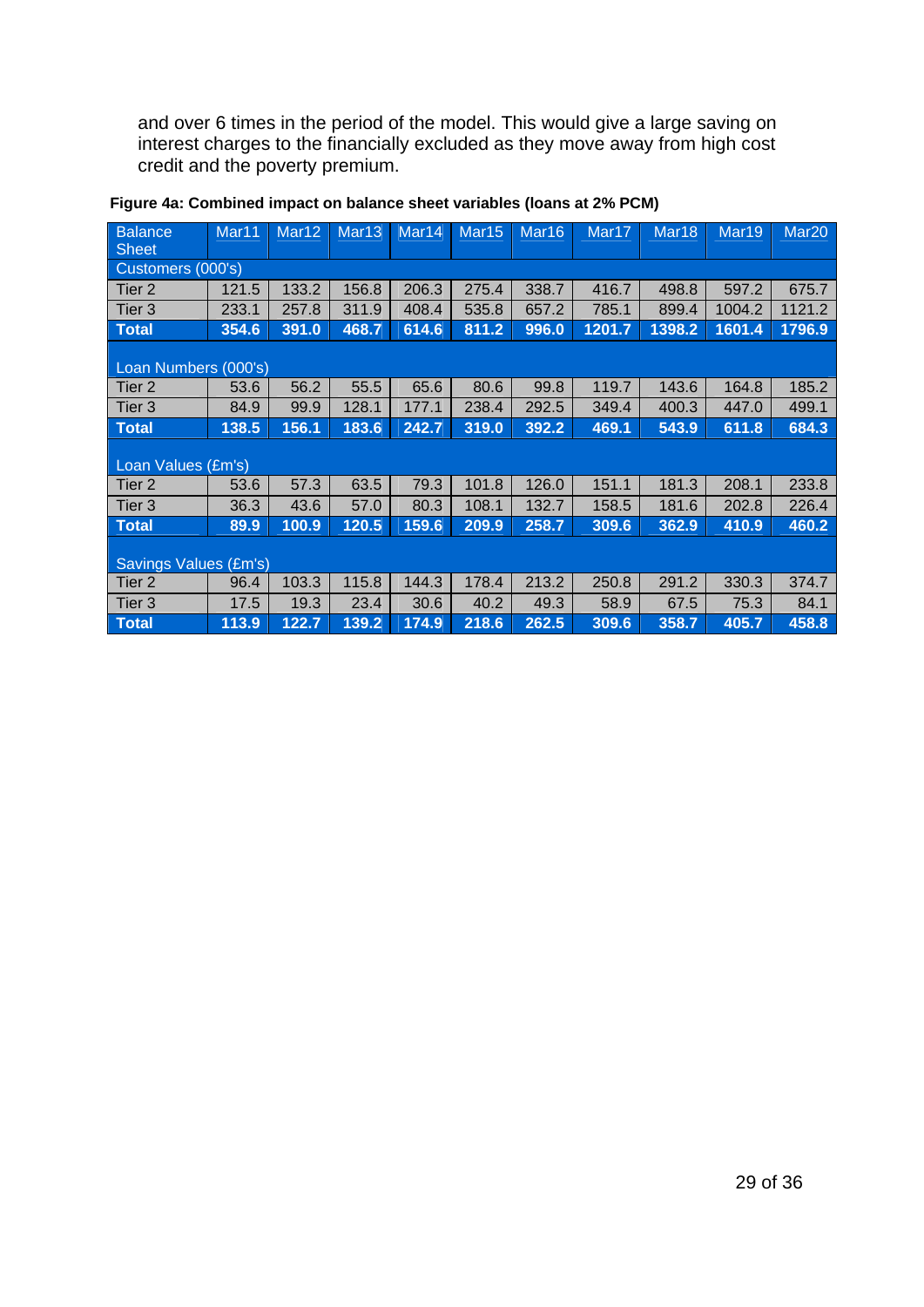and over 6 times in the period of the model. This would give a large saving on interest charges to the financially excluded as they move away from high cost credit and the poverty premium.

**Figure 4a: Combined impact on balance sheet variables (loans at 2% PCM)**

| Balance Sheet | Mar11 | Mar12 | Mar13 | Mar14 | Mar15 | Mar16 | Mar17 | Mar18 | Mar19 | Mar20 |
|---|---|---|---|---|---|---|---|---|---|---|
| Customers (000's) | | | | | | | | | | |
| Tier 2 | 121.5 | 133.2 | 156.8 | 206.3 | 275.4 | 338.7 | 416.7 | 498.8 | 597.2 | 675.7 |
| Tier 3 | 233.1 | 257.8 | 311.9 | 408.4 | 535.8 | 657.2 | 785.1 | 899.4 | 1004.2 | 1121.2 |
| **Total** | **354.6** | **391.0** | **468.7** | **614.6** | **811.2** | **996.0** | **1201.7** | **1398.2** | **1601.4** | **1796.9** |
| Loan Numbers (000's) | | | | | | | | | | |
| Tier 2 | 53.6 | 56.2 | 55.5 | 65.6 | 80.6 | 99.8 | 119.7 | 143.6 | 164.8 | 185.2 |
| Tier 3 | 84.9 | 99.9 | 128.1 | 177.1 | 238.4 | 292.5 | 349.4 | 400.3 | 447.0 | 499.1 |
| **Total** | **138.5** | **156.1** | **183.6** | **242.7** | **319.0** | **392.2** | **469.1** | **543.9** | **611.8** | **684.3** |
| Loan Values (£m's) | | | | | | | | | | |
| Tier 2 | 53.6 | 57.3 | 63.5 | 79.3 | 101.8 | 126.0 | 151.1 | 181.3 | 208.1 | 233.8 |
| Tier 3 | 36.3 | 43.6 | 57.0 | 80.3 | 108.1 | 132.7 | 158.5 | 181.6 | 202.8 | 226.4 |
| **Total** | **89.9** | **100.9** | **120.5** | **159.6** | **209.9** | **258.7** | **309.6** | **362.9** | **410.9** | **460.2** |
| Savings Values (£m's) | | | | | | | | | | |
| Tier 2 | 96.4 | 103.3 | 115.8 | 144.3 | 178.4 | 213.2 | 250.8 | 291.2 | 330.3 | 374.7 |
| Tier 3 | 17.5 | 19.3 | 23.4 | 30.6 | 40.2 | 49.3 | 58.9 | 67.5 | 75.3 | 84.1 |
| **Total** | **113.9** | **122.7** | **139.2** | **174.9** | **218.6** | **262.5** | **309.6** | **358.7** | **405.7** | **458.8** |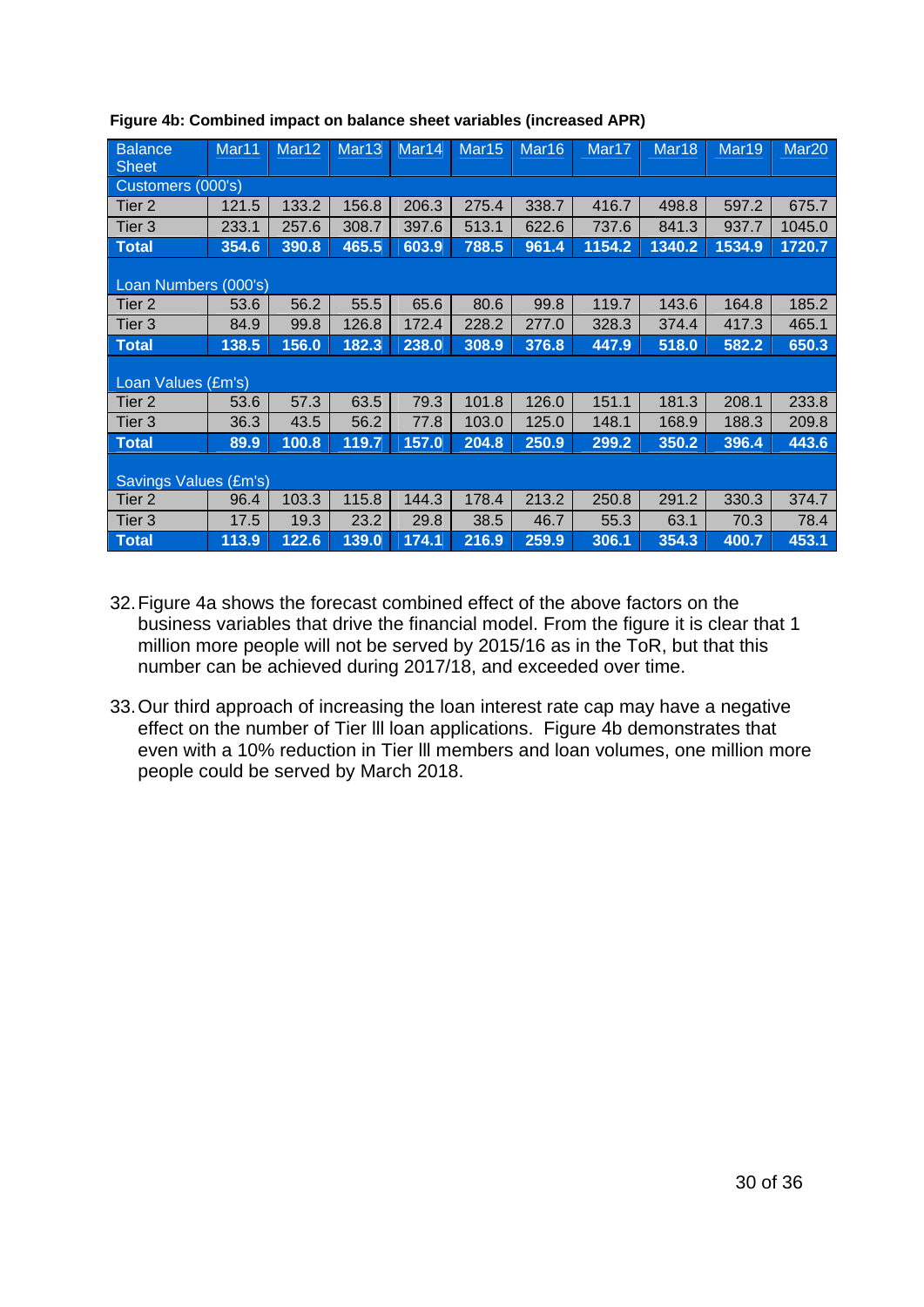**Figure 4b: Combined impact on balance sheet variables (increased APR)**

| Balance Sheet | Mar11 | Mar12 | Mar13 | Mar14 | Mar15 | Mar16 | Mar17 | Mar18 | Mar19 | Mar20 |
|---|---|---|---|---|---|---|---|---|---|---|
| Customers (000's) | | | | | | | | | | |
| Tier 2 | 121.5 | 133.2 | 156.8 | 206.3 | 275.4 | 338.7 | 416.7 | 498.8 | 597.2 | 675.7 |
| Tier 3 | 233.1 | 257.6 | 308.7 | 397.6 | 513.1 | 622.6 | 737.6 | 841.3 | 937.7 | 1045.0 |
| **Total** | **354.6** | **390.8** | **465.5** | **603.9** | **788.5** | **961.4** | **1154.2** | **1340.2** | **1534.9** | **1720.7** |
| Loan Numbers (000's) | | | | | | | | | | |
| Tier 2 | 53.6 | 56.2 | 55.5 | 65.6 | 80.6 | 99.8 | 119.7 | 143.6 | 164.8 | 185.2 |
| Tier 3 | 84.9 | 99.8 | 126.8 | 172.4 | 228.2 | 277.0 | 328.3 | 374.4 | 417.3 | 465.1 |
| **Total** | **138.5** | **156.0** | **182.3** | **238.0** | **308.9** | **376.8** | **447.9** | **518.0** | **582.2** | **650.3** |
| Loan Values (£m's) | | | | | | | | | | |
| Tier 2 | 53.6 | 57.3 | 63.5 | 79.3 | 101.8 | 126.0 | 151.1 | 181.3 | 208.1 | 233.8 |
| Tier 3 | 36.3 | 43.5 | 56.2 | 77.8 | 103.0 | 125.0 | 148.1 | 168.9 | 188.3 | 209.8 |
| **Total** | **89.9** | **100.8** | **119.7** | **157.0** | **204.8** | **250.9** | **299.2** | **350.2** | **396.4** | **443.6** |
| Savings Values (£m's) | | | | | | | | | | |
| Tier 2 | 96.4 | 103.3 | 115.8 | 144.3 | 178.4 | 213.2 | 250.8 | 291.2 | 330.3 | 374.7 |
| Tier 3 | 17.5 | 19.3 | 23.2 | 29.8 | 38.5 | 46.7 | 55.3 | 63.1 | 70.3 | 78.4 |
| **Total** | **113.9** | **122.6** | **139.0** | **174.1** | **216.9** | **259.9** | **306.1** | **354.3** | **400.7** | **453.1** |

32. Figure 4a shows the forecast combined effect of the above factors on the business variables that drive the financial model. From the figure it is clear that 1 million more people will not be served by 2015/16 as in the ToR, but that this number can be achieved during 2017/18, and exceeded over time.

33. Our third approach of increasing the loan interest rate cap may have a negative effect on the number of Tier lll loan applications. Figure 4b demonstrates that even with a 10% reduction in Tier lll members and loan volumes, one million more people could be served by March 2018.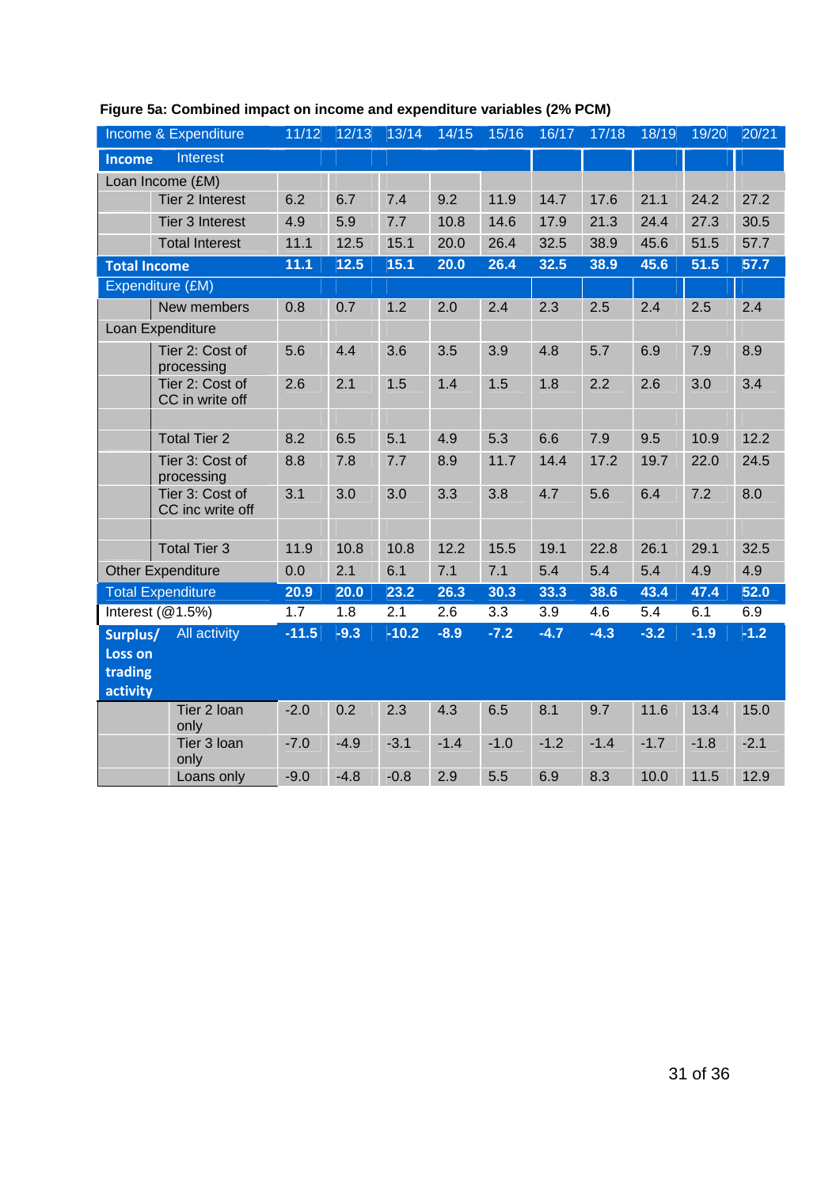**Figure 5a: Combined impact on income and expenditure variables (2% PCM)**

| Income & Expenditure | | 11/12 | 12/13 | 13/14 | 14/15 | 15/16 | 16/17 | 17/18 | 18/19 | 19/20 | 20/21 |
|---|---|---|---|---|---|---|---|---|---|---|---|
| **Income** | Interest | | | | | | | | | | |
| Loan Income (£M) | | | | | | | | | | | |
| | Tier 2 Interest | 6.2 | 6.7 | 7.4 | 9.2 | 11.9 | 14.7 | 17.6 | 21.1 | 24.2 | 27.2 |
| | Tier 3 Interest | 4.9 | 5.9 | 7.7 | 10.8 | 14.6 | 17.9 | 21.3 | 24.4 | 27.3 | 30.5 |
| | Total Interest | 11.1 | 12.5 | 15.1 | 20.0 | 26.4 | 32.5 | 38.9 | 45.6 | 51.5 | 57.7 |
| **Total Income** | | **11.1** | **12.5** | **15.1** | **20.0** | **26.4** | **32.5** | **38.9** | **45.6** | **51.5** | **57.7** |
| Expenditure (£M) | | | | | | | | | | | |
| | New members | 0.8 | 0.7 | 1.2 | 2.0 | 2.4 | 2.3 | 2.5 | 2.4 | 2.5 | 2.4 |
| Loan Expenditure | | | | | | | | | | | |
| | Tier 2: Cost of processing | 5.6 | 4.4 | 3.6 | 3.5 | 3.9 | 4.8 | 5.7 | 6.9 | 7.9 | 8.9 |
| | Tier 2: Cost of CC in write off | 2.6 | 2.1 | 1.5 | 1.4 | 1.5 | 1.8 | 2.2 | 2.6 | 3.0 | 3.4 |
| | | | | | | | | | | | |
| | Total Tier 2 | 8.2 | 6.5 | 5.1 | 4.9 | 5.3 | 6.6 | 7.9 | 9.5 | 10.9 | 12.2 |
| | Tier 3: Cost of processing | 8.8 | 7.8 | 7.7 | 8.9 | 11.7 | 14.4 | 17.2 | 19.7 | 22.0 | 24.5 |
| | Tier 3: Cost of CC inc write off | 3.1 | 3.0 | 3.0 | 3.3 | 3.8 | 4.7 | 5.6 | 6.4 | 7.2 | 8.0 |
| | | | | | | | | | | | |
| | Total Tier 3 | 11.9 | 10.8 | 10.8 | 12.2 | 15.5 | 19.1 | 22.8 | 26.1 | 29.1 | 32.5 |
| Other Expenditure | | 0.0 | 2.1 | 6.1 | 7.1 | 7.1 | 5.4 | 5.4 | 5.4 | 4.9 | 4.9 |
| Total Expenditure | | **20.9** | **20.0** | **23.2** | **26.3** | **30.3** | **33.3** | **38.6** | **43.4** | **47.4** | **52.0** |
| Interest (@1.5%) | | 1.7 | 1.8 | 2.1 | 2.6 | 3.3 | 3.9 | 4.6 | 5.4 | 6.1 | 6.9 |
| **Surplus/ Loss on trading activity** | All activity | **-11.5** | **-9.3** | **-10.2** | **-8.9** | **-7.2** | **-4.7** | **-4.3** | **-3.2** | **-1.9** | **-1.2** |
| | Tier 2 loan only | -2.0 | 0.2 | 2.3 | 4.3 | 6.5 | 8.1 | 9.7 | 11.6 | 13.4 | 15.0 |
| | Tier 3 loan only | -7.0 | -4.9 | -3.1 | -1.4 | -1.0 | -1.2 | -1.4 | -1.7 | -1.8 | -2.1 |
| | Loans only | -9.0 | -4.8 | -0.8 | 2.9 | 5.5 | 6.9 | 8.3 | 10.0 | 11.5 | 12.9 |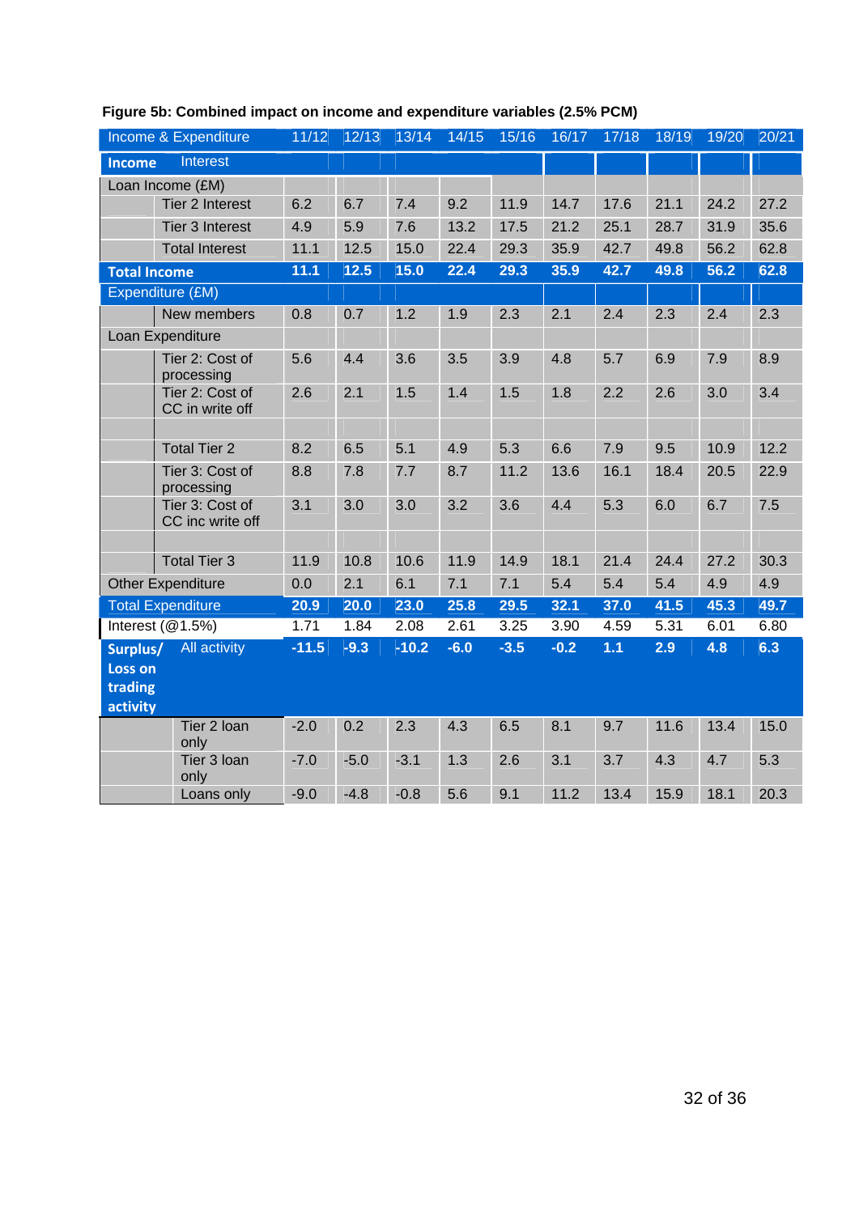**Figure 5b: Combined impact on income and expenditure variables (2.5% PCM)**

| Income & Expenditure | | 11/12 | 12/13 | 13/14 | 14/15 | 15/16 | 16/17 | 17/18 | 18/19 | 19/20 | 20/21 |
|---|---|---|---|---|---|---|---|---|---|---|---|
| **Income** | Interest | | | | | | | | | | |
| Loan Income (£M) | | | | | | | | | | | |
| | Tier 2 Interest | 6.2 | 6.7 | 7.4 | 9.2 | 11.9 | 14.7 | 17.6 | 21.1 | 24.2 | 27.2 |
| | Tier 3 Interest | 4.9 | 5.9 | 7.6 | 13.2 | 17.5 | 21.2 | 25.1 | 28.7 | 31.9 | 35.6 |
| | Total Interest | 11.1 | 12.5 | 15.0 | 22.4 | 29.3 | 35.9 | 42.7 | 49.8 | 56.2 | 62.8 |
| **Total Income** | | **11.1** | **12.5** | **15.0** | **22.4** | **29.3** | **35.9** | **42.7** | **49.8** | **56.2** | **62.8** |
| Expenditure (£M) | | | | | | | | | | | |
| | New members | 0.8 | 0.7 | 1.2 | 1.9 | 2.3 | 2.1 | 2.4 | 2.3 | 2.4 | 2.3 |
| Loan Expenditure | | | | | | | | | | | |
| | Tier 2: Cost of processing | 5.6 | 4.4 | 3.6 | 3.5 | 3.9 | 4.8 | 5.7 | 6.9 | 7.9 | 8.9 |
| | Tier 2: Cost of CC in write off | 2.6 | 2.1 | 1.5 | 1.4 | 1.5 | 1.8 | 2.2 | 2.6 | 3.0 | 3.4 |
| | | | | | | | | | | | |
| | Total Tier 2 | 8.2 | 6.5 | 5.1 | 4.9 | 5.3 | 6.6 | 7.9 | 9.5 | 10.9 | 12.2 |
| | Tier 3: Cost of processing | 8.8 | 7.8 | 7.7 | 8.7 | 11.2 | 13.6 | 16.1 | 18.4 | 20.5 | 22.9 |
| | Tier 3: Cost of CC inc write off | 3.1 | 3.0 | 3.0 | 3.2 | 3.6 | 4.4 | 5.3 | 6.0 | 6.7 | 7.5 |
| | | | | | | | | | | | |
| | Total Tier 3 | 11.9 | 10.8 | 10.6 | 11.9 | 14.9 | 18.1 | 21.4 | 24.4 | 27.2 | 30.3 |
| Other Expenditure | | 0.0 | 2.1 | 6.1 | 7.1 | 7.1 | 5.4 | 5.4 | 5.4 | 4.9 | 4.9 |
| Total Expenditure | | **20.9** | **20.0** | **23.0** | **25.8** | **29.5** | **32.1** | **37.0** | **41.5** | **45.3** | **49.7** |
| Interest (@1.5%) | | 1.71 | 1.84 | 2.08 | 2.61 | 3.25 | 3.90 | 4.59 | 5.31 | 6.01 | 6.80 |
| **Surplus/ Loss on trading activity** | All activity | **-11.5** | **-9.3** | **-10.2** | **-6.0** | **-3.5** | **-0.2** | **1.1** | **2.9** | **4.8** | **6.3** |
| | Tier 2 loan only | -2.0 | 0.2 | 2.3 | 4.3 | 6.5 | 8.1 | 9.7 | 11.6 | 13.4 | 15.0 |
| | Tier 3 loan only | -7.0 | -5.0 | -3.1 | 1.3 | 2.6 | 3.1 | 3.7 | 4.3 | 4.7 | 5.3 |
| | Loans only | -9.0 | -4.8 | -0.8 | 5.6 | 9.1 | 11.2 | 13.4 | 15.9 | 18.1 | 20.3 |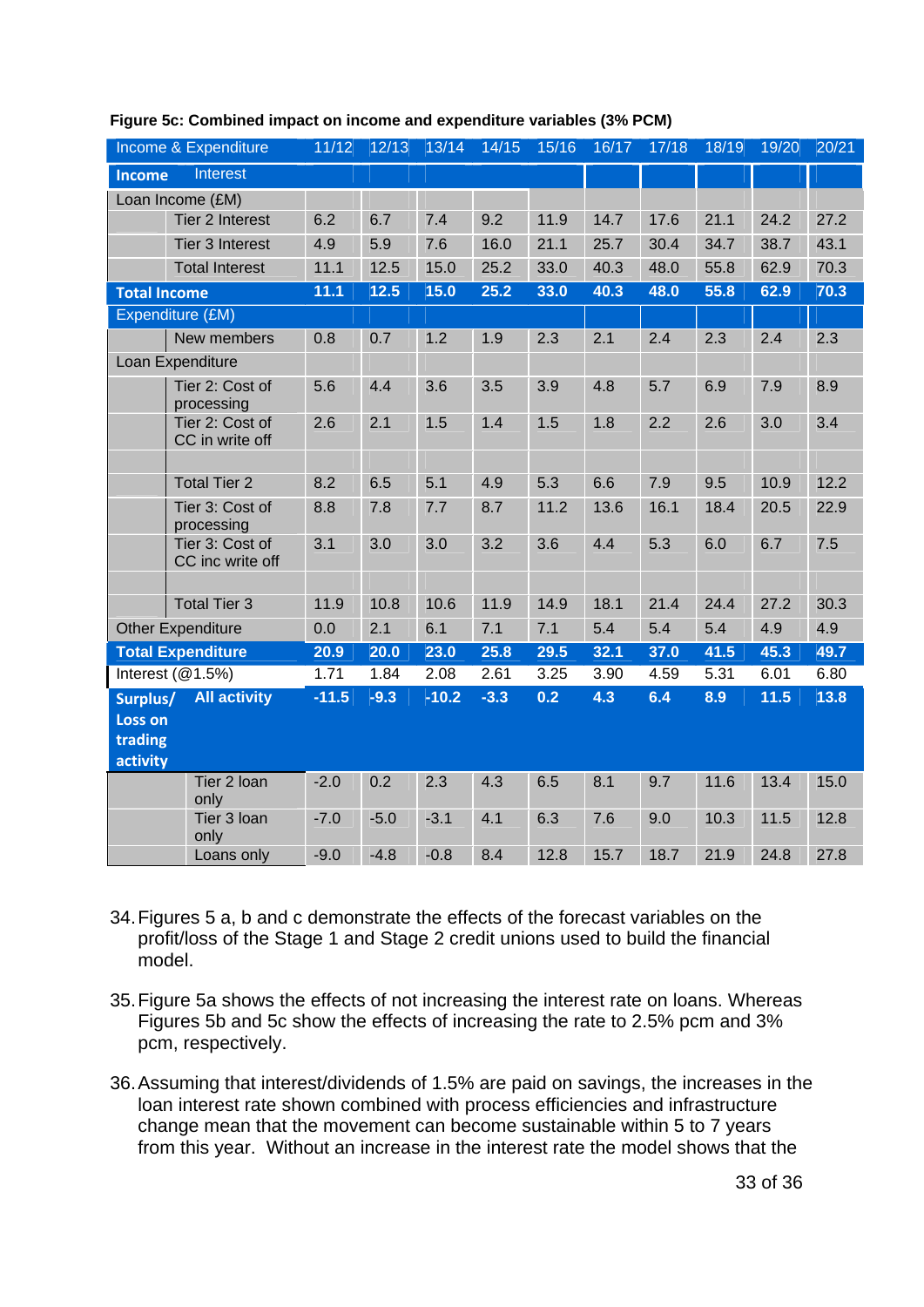**Figure 5c: Combined impact on income and expenditure variables (3% PCM)**

| Income & Expenditure | | 11/12 | 12/13 | 13/14 | 14/15 | 15/16 | 16/17 | 17/18 | 18/19 | 19/20 | 20/21 |
|---|---|---|---|---|---|---|---|---|---|---|---|
| **Income** | Interest | | | | | | | | | | |
| Loan Income (£M) | | | | | | | | | | | |
| | Tier 2 Interest | 6.2 | 6.7 | 7.4 | 9.2 | 11.9 | 14.7 | 17.6 | 21.1 | 24.2 | 27.2 |
| | Tier 3 Interest | 4.9 | 5.9 | 7.6 | 16.0 | 21.1 | 25.7 | 30.4 | 34.7 | 38.7 | 43.1 |
| | Total Interest | 11.1 | 12.5 | 15.0 | 25.2 | 33.0 | 40.3 | 48.0 | 55.8 | 62.9 | 70.3 |
| **Total Income** | | **11.1** | **12.5** | **15.0** | **25.2** | **33.0** | **40.3** | **48.0** | **55.8** | **62.9** | **70.3** |
| Expenditure (£M) | | | | | | | | | | | |
| | New members | 0.8 | 0.7 | 1.2 | 1.9 | 2.3 | 2.1 | 2.4 | 2.3 | 2.4 | 2.3 |
| Loan Expenditure | | | | | | | | | | | |
| | Tier 2: Cost of processing | 5.6 | 4.4 | 3.6 | 3.5 | 3.9 | 4.8 | 5.7 | 6.9 | 7.9 | 8.9 |
| | Tier 2: Cost of CC in write off | 2.6 | 2.1 | 1.5 | 1.4 | 1.5 | 1.8 | 2.2 | 2.6 | 3.0 | 3.4 |
| | | | | | | | | | | | |
| | Total Tier 2 | 8.2 | 6.5 | 5.1 | 4.9 | 5.3 | 6.6 | 7.9 | 9.5 | 10.9 | 12.2 |
| | Tier 3: Cost of processing | 8.8 | 7.8 | 7.7 | 8.7 | 11.2 | 13.6 | 16.1 | 18.4 | 20.5 | 22.9 |
| | Tier 3: Cost of CC inc write off | 3.1 | 3.0 | 3.0 | 3.2 | 3.6 | 4.4 | 5.3 | 6.0 | 6.7 | 7.5 |
| | | | | | | | | | | | |
| | Total Tier 3 | 11.9 | 10.8 | 10.6 | 11.9 | 14.9 | 18.1 | 21.4 | 24.4 | 27.2 | 30.3 |
| Other Expenditure | | 0.0 | 2.1 | 6.1 | 7.1 | 7.1 | 5.4 | 5.4 | 5.4 | 4.9 | 4.9 |
| **Total Expenditure** | | **20.9** | **20.0** | **23.0** | **25.8** | **29.5** | **32.1** | **37.0** | **41.5** | **45.3** | **49.7** |
| Interest (@1.5%) | | 1.71 | 1.84 | 2.08 | 2.61 | 3.25 | 3.90 | 4.59 | 5.31 | 6.01 | 6.80 |
| **Surplus/ Loss on trading activity** | **All activity** | **-11.5** | **-9.3** | **-10.2** | **-3.3** | **0.2** | **4.3** | **6.4** | **8.9** | **11.5** | **13.8** |
| | Tier 2 loan only | -2.0 | 0.2 | 2.3 | 4.3 | 6.5 | 8.1 | 9.7 | 11.6 | 13.4 | 15.0 |
| | Tier 3 loan only | -7.0 | -5.0 | -3.1 | 4.1 | 6.3 | 7.6 | 9.0 | 10.3 | 11.5 | 12.8 |
| | Loans only | -9.0 | -4.8 | -0.8 | 8.4 | 12.8 | 15.7 | 18.7 | 21.9 | 24.8 | 27.8 |

34. Figures 5 a, b and c demonstrate the effects of the forecast variables on the profit/loss of the Stage 1 and Stage 2 credit unions used to build the financial model.

35. Figure 5a shows the effects of not increasing the interest rate on loans. Whereas Figures 5b and 5c show the effects of increasing the rate to 2.5% pcm and 3% pcm, respectively.

36. Assuming that interest/dividends of 1.5% are paid on savings, the increases in the loan interest rate shown combined with process efficiencies and infrastructure change mean that the movement can become sustainable within 5 to 7 years from this year. Without an increase in the interest rate the model shows that the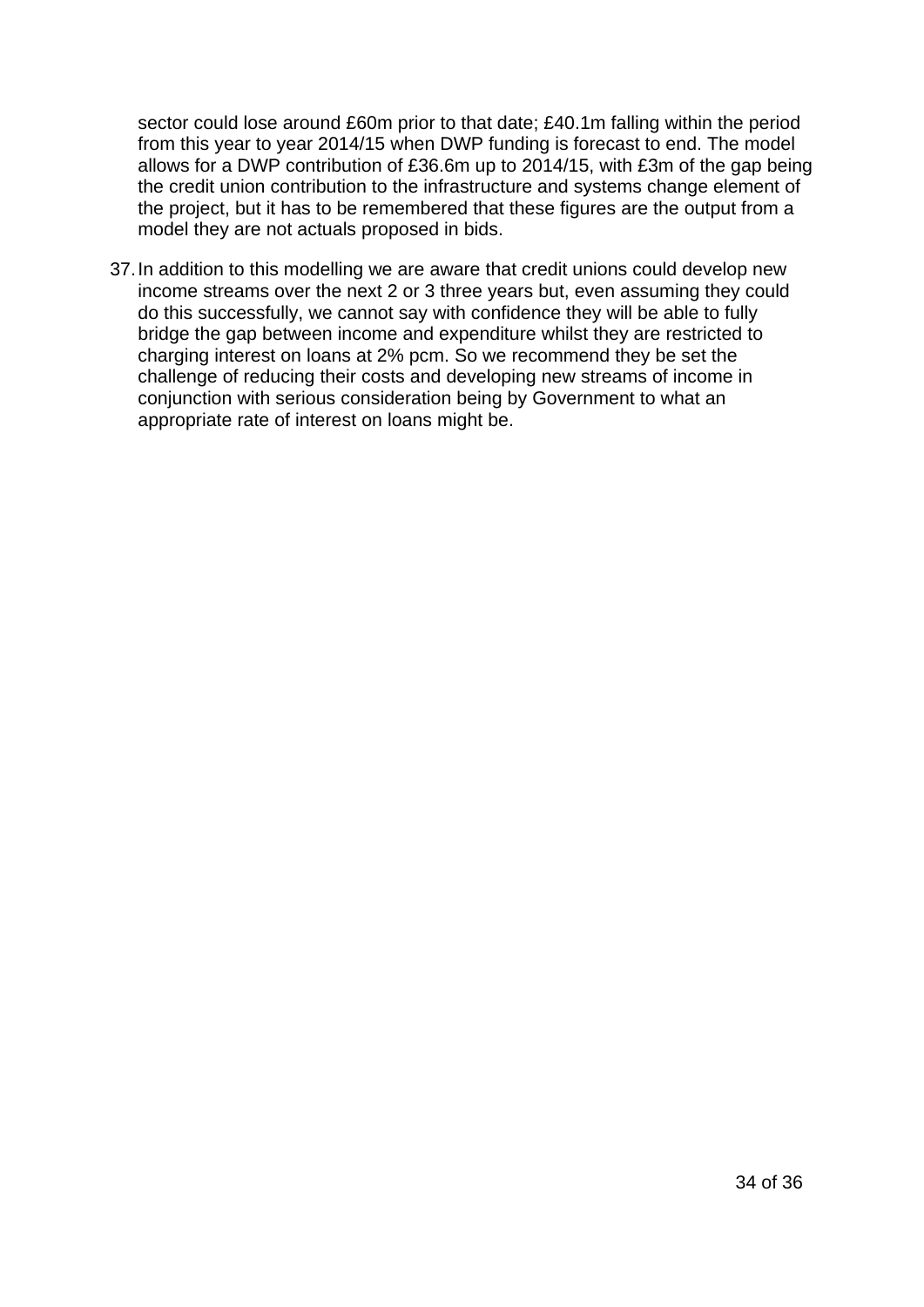sector could lose around £60m prior to that date; £40.1m falling within the period from this year to year 2014/15 when DWP funding is forecast to end. The model allows for a DWP contribution of £36.6m up to 2014/15, with £3m of the gap being the credit union contribution to the infrastructure and systems change element of the project, but it has to be remembered that these figures are the output from a model they are not actuals proposed in bids.

37. In addition to this modelling we are aware that credit unions could develop new income streams over the next 2 or 3 three years but, even assuming they could do this successfully, we cannot say with confidence they will be able to fully bridge the gap between income and expenditure whilst they are restricted to charging interest on loans at 2% pcm. So we recommend they be set the challenge of reducing their costs and developing new streams of income in conjunction with serious consideration being by Government to what an appropriate rate of interest on loans might be.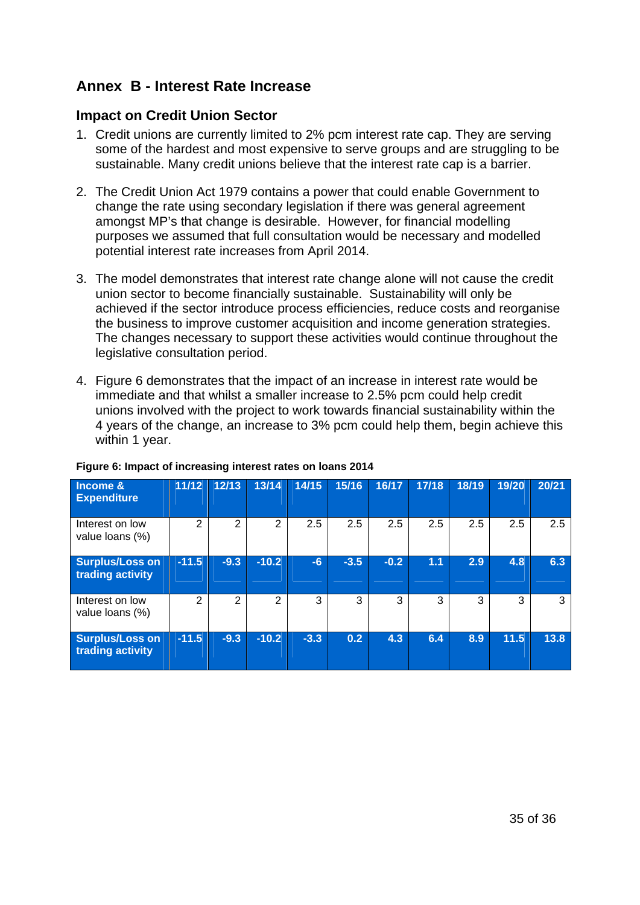## Annex B - Interest Rate Increase

### Impact on Credit Union Sector

1. Credit unions are currently limited to 2% pcm interest rate cap. They are serving some of the hardest and most expensive to serve groups and are struggling to be sustainable. Many credit unions believe that the interest rate cap is a barrier.

2. The Credit Union Act 1979 contains a power that could enable Government to change the rate using secondary legislation if there was general agreement amongst MP's that change is desirable. However, for financial modelling purposes we assumed that full consultation would be necessary and modelled potential interest rate increases from April 2014.

3. The model demonstrates that interest rate change alone will not cause the credit union sector to become financially sustainable. Sustainability will only be achieved if the sector introduce process efficiencies, reduce costs and reorganise the business to improve customer acquisition and income generation strategies. The changes necessary to support these activities would continue throughout the legislative consultation period.

4. Figure 6 demonstrates that the impact of an increase in interest rate would be immediate and that whilst a smaller increase to 2.5% pcm could help credit unions involved with the project to work towards financial sustainability within the 4 years of the change, an increase to 3% pcm could help them, begin achieve this within 1 year.

**Figure 6: Impact of increasing interest rates on loans 2014**

| Income & Expenditure | 11/12 | 12/13 | 13/14 | 14/15 | 15/16 | 16/17 | 17/18 | 18/19 | 19/20 | 20/21 |
|---|---|---|---|---|---|---|---|---|---|---|
| Interest on low value loans (%) | 2 | 2 | 2 | 2.5 | 2.5 | 2.5 | 2.5 | 2.5 | 2.5 | 2.5 |
| **Surplus/Loss on trading activity** | -11.5 | -9.3 | -10.2 | -6 | -3.5 | -0.2 | 1.1 | 2.9 | 4.8 | 6.3 |
| Interest on low value loans (%) | 2 | 2 | 2 | 3 | 3 | 3 | 3 | 3 | 3 | 3 |
| **Surplus/Loss on trading activity** | -11.5 | -9.3 | -10.2 | -3.3 | 0.2 | 4.3 | 6.4 | 8.9 | 11.5 | 13.8 |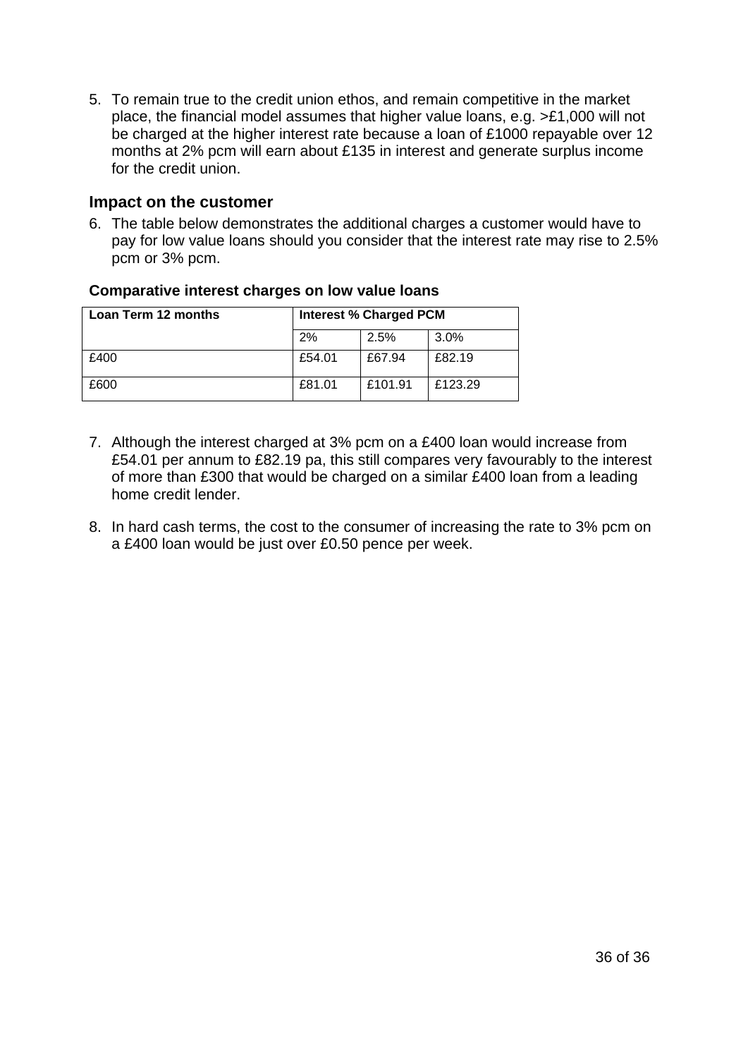5. To remain true to the credit union ethos, and remain competitive in the market place, the financial model assumes that higher value loans, e.g. >£1,000 will not be charged at the higher interest rate because a loan of £1000 repayable over 12 months at 2% pcm will earn about £135 in interest and generate surplus income for the credit union.

### Impact on the customer

6. The table below demonstrates the additional charges a customer would have to pay for low value loans should you consider that the interest rate may rise to 2.5% pcm or 3% pcm.

**Comparative interest charges on low value loans**

| Loan Term 12 months | Interest % Charged PCM | | |
|---|---|---|---|
| | 2% | 2.5% | 3.0% |
| £400 | £54.01 | £67.94 | £82.19 |
| £600 | £81.01 | £101.91 | £123.29 |

7. Although the interest charged at 3% pcm on a £400 loan would increase from £54.01 per annum to £82.19 pa, this still compares very favourably to the interest of more than £300 that would be charged on a similar £400 loan from a leading home credit lender.

8. In hard cash terms, the cost to the consumer of increasing the rate to 3% pcm on a £400 loan would be just over £0.50 pence per week.